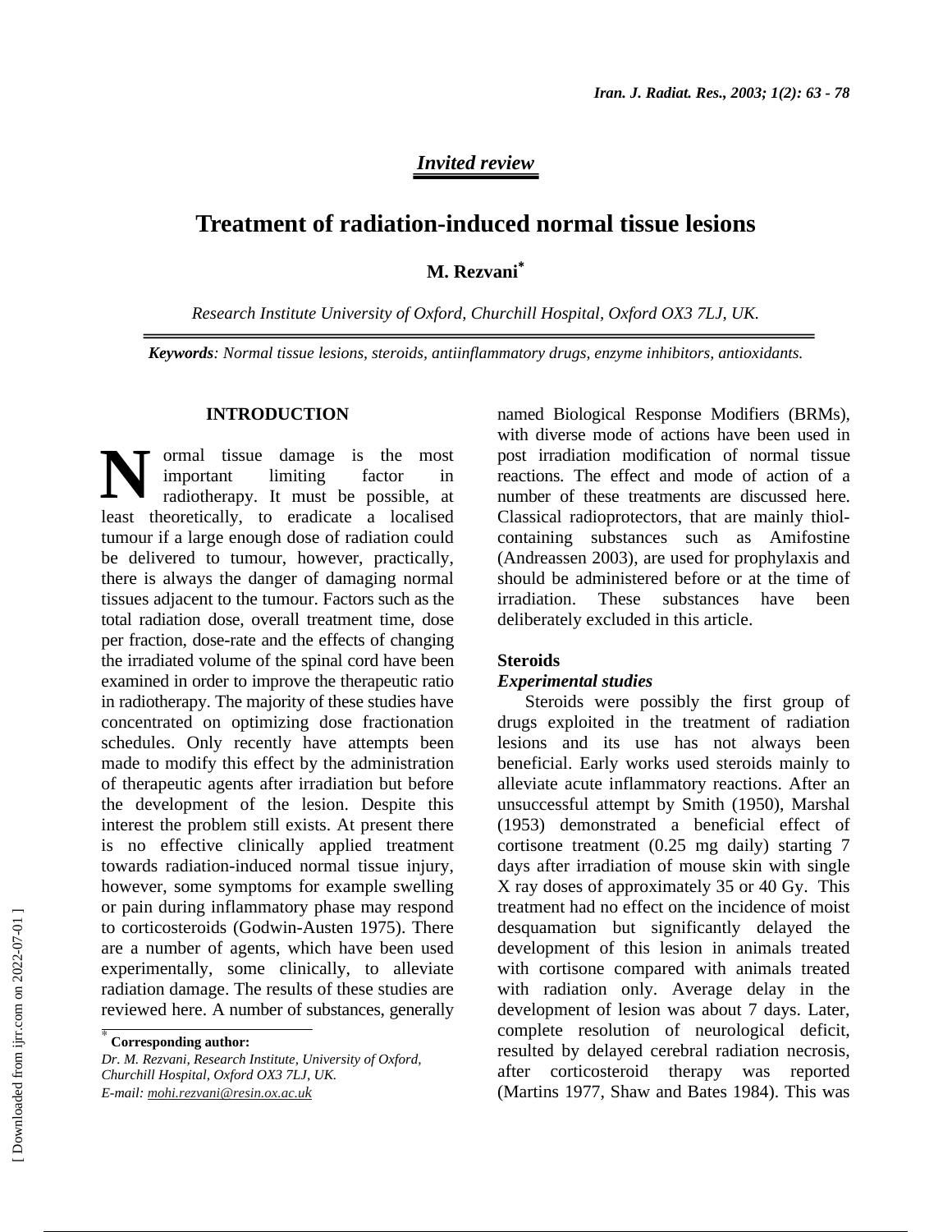*Invited review*

# Treatment of radiation-induced normal tissue lesions

**M. Rezvani***

*Research Institute University of Oxford, Churchill Hospital, Oxford OX3 7LJ, UK.*

***Keywords**: Normal tissue lesions, steroids, antiinflammatory drugs, enzyme inhibitors, antioxidants.*

## INTRODUCTION

Normal tissue damage is the most important limiting factor in radiotherapy. It must be possible, at least theoretically, to eradicate a localised tumour if a large enough dose of radiation could be delivered to tumour, however, practically, there is always the danger of damaging normal tissues adjacent to the tumour. Factors such as the total radiation dose, overall treatment time, dose per fraction, dose-rate and the effects of changing the irradiated volume of the spinal cord have been examined in order to improve the therapeutic ratio in radiotherapy. The majority of these studies have concentrated on optimizing dose fractionation schedules. Only recently have attempts been made to modify this effect by the administration of therapeutic agents after irradiation but before the development of the lesion. Despite this interest the problem still exists. At present there is no effective clinically applied treatment towards radiation-induced normal tissue injury, however, some symptoms for example swelling or pain during inflammatory phase may respond to corticosteroids (Godwin-Austen 1975). There are a number of agents, which have been used experimentally, some clinically, to alleviate radiation damage. The results of these studies are reviewed here. A number of substances, generally named Biological Response Modifiers (BRMs), with diverse mode of actions have been used in post irradiation modification of normal tissue reactions. The effect and mode of action of a number of these treatments are discussed here. Classical radioprotectors, that are mainly thiol-containing substances such as Amifostine (Andreassen 2003), are used for prophylaxis and should be administered before or at the time of irradiation. These substances have been deliberately excluded in this article.

### Steroids

#### *Experimental studies*

Steroids were possibly the first group of drugs exploited in the treatment of radiation lesions and its use has not always been beneficial. Early works used steroids mainly to alleviate acute inflammatory reactions. After an unsuccessful attempt by Smith (1950), Marshal (1953) demonstrated a beneficial effect of cortisone treatment (0.25 mg daily) starting 7 days after irradiation of mouse skin with single X ray doses of approximately 35 or 40 Gy. This treatment had no effect on the incidence of moist desquamation but significantly delayed the development of this lesion in animals treated with cortisone compared with animals treated with radiation only. Average delay in the development of lesion was about 7 days. Later, complete resolution of neurological deficit, resulted by delayed cerebral radiation necrosis, after corticosteroid therapy was reported (Martins 1977, Shaw and Bates 1984). This was

---

\* **Corresponding author:**
*Dr. M. Rezvani, Research Institute, University of Oxford, Churchill Hospital, Oxford OX3 7LJ, UK.*
*E-mail: mohi.rezvani@resin.ox.ac.uk*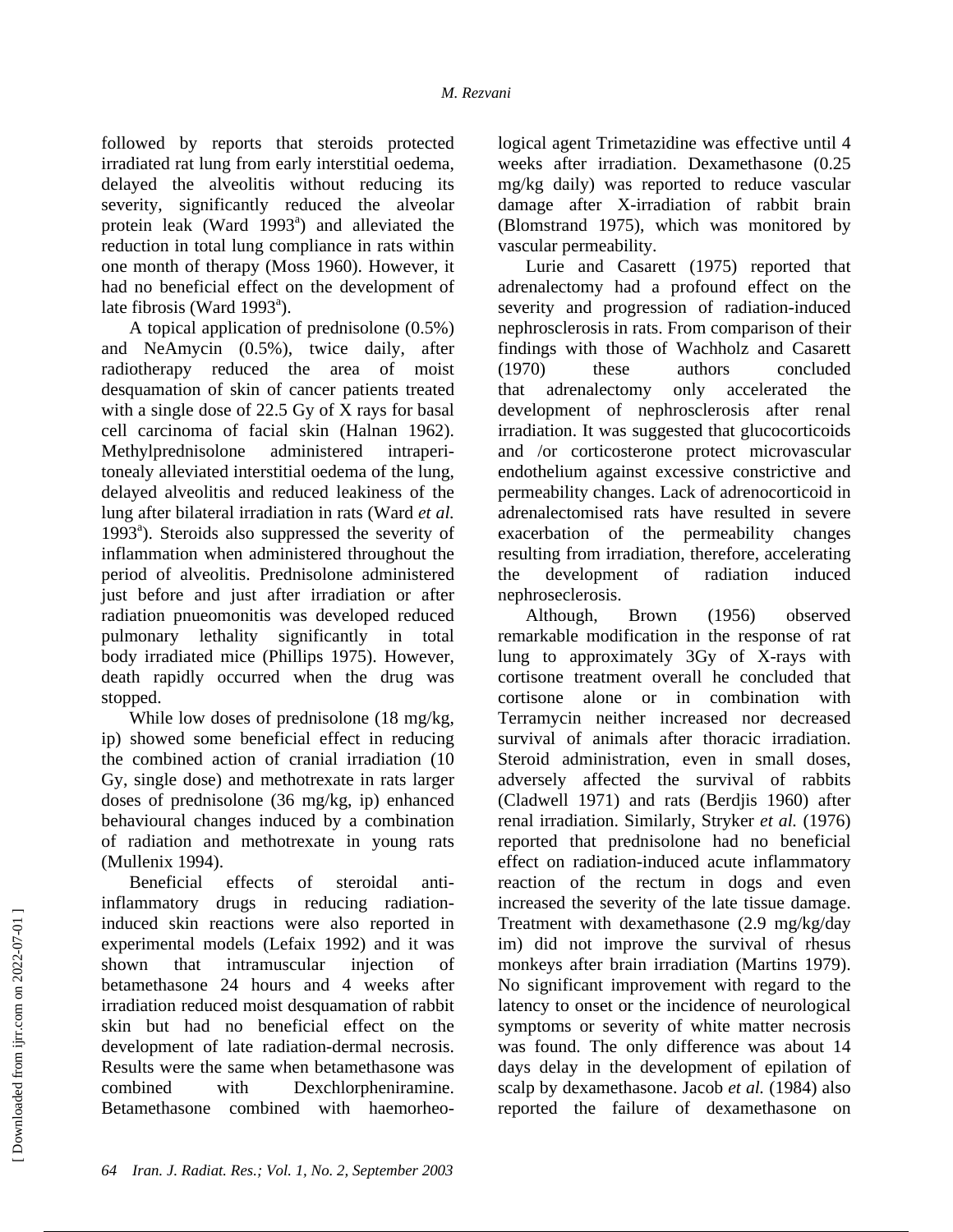followed by reports that steroids protected irradiated rat lung from early interstitial oedema, delayed the alveolitis without reducing its severity, significantly reduced the alveolar protein leak (Ward 1993[a]) and alleviated the reduction in total lung compliance in rats within one month of therapy (Moss 1960). However, it had no beneficial effect on the development of late fibrosis (Ward 1993[a]).

A topical application of prednisolone (0.5%) and NeAmycin (0.5%), twice daily, after radiotherapy reduced the area of moist desquamation of skin of cancer patients treated with a single dose of 22.5 Gy of X rays for basal cell carcinoma of facial skin (Halnan 1962). Methylprednisolone administered intraperitonealy alleviated interstitial oedema of the lung, delayed alveolitis and reduced leakiness of the lung after bilateral irradiation in rats (Ward *et al.* 1993[a]). Steroids also suppressed the severity of inflammation when administered throughout the period of alveolitis. Prednisolone administered just before and just after irradiation or after radiation pnueomonitis was developed reduced pulmonary lethality significantly in total body irradiated mice (Phillips 1975). However, death rapidly occurred when the drug was stopped.

While low doses of prednisolone (18 mg/kg, ip) showed some beneficial effect in reducing the combined action of cranial irradiation (10 Gy, single dose) and methotrexate in rats larger doses of prednisolone (36 mg/kg, ip) enhanced behavioural changes induced by a combination of radiation and methotrexate in young rats (Mullenix 1994).

Beneficial effects of steroidal anti-inflammatory drugs in reducing radiation-induced skin reactions were also reported in experimental models (Lefaix 1992) and it was shown that intramuscular injection of betamethasone 24 hours and 4 weeks after irradiation reduced moist desquamation of rabbit skin but had no beneficial effect on the development of late radiation-dermal necrosis. Results were the same when betamethasone was combined with Dexchlorpheniramine. Betamethasone combined with haemorheological agent Trimetazidine was effective until 4 weeks after irradiation. Dexamethasone (0.25 mg/kg daily) was reported to reduce vascular damage after X-irradiation of rabbit brain (Blomstrand 1975), which was monitored by vascular permeability.

Lurie and Casarett (1975) reported that adrenalectomy had a profound effect on the severity and progression of radiation-induced nephrosclerosis in rats. From comparison of their findings with those of Wachholz and Casarett (1970) these authors concluded that adrenalectomy only accelerated the development of nephrosclerosis after renal irradiation. It was suggested that glucocorticoids and /or corticosterone protect microvascular endothelium against excessive constrictive and permeability changes. Lack of adrenocorticoid in adrenalectomised rats have resulted in severe exacerbation of the permeability changes resulting from irradiation, therefore, accelerating the development of radiation induced nephroseclerosis.

Although, Brown (1956) observed remarkable modification in the response of rat lung to approximately 3Gy of X-rays with cortisone treatment overall he concluded that cortisone alone or in combination with Terramycin neither increased nor decreased survival of animals after thoracic irradiation. Steroid administration, even in small doses, adversely affected the survival of rabbits (Cladwell 1971) and rats (Berdjis 1960) after renal irradiation. Similarly, Stryker *et al.* (1976) reported that prednisolone had no beneficial effect on radiation-induced acute inflammatory reaction of the rectum in dogs and even increased the severity of the late tissue damage. Treatment with dexamethasone (2.9 mg/kg/day im) did not improve the survival of rhesus monkeys after brain irradiation (Martins 1979). No significant improvement with regard to the latency to onset or the incidence of neurological symptoms or severity of white matter necrosis was found. The only difference was about 14 days delay in the development of epilation of scalp by dexamethasone. Jacob *et al.* (1984) also reported the failure of dexamethasone on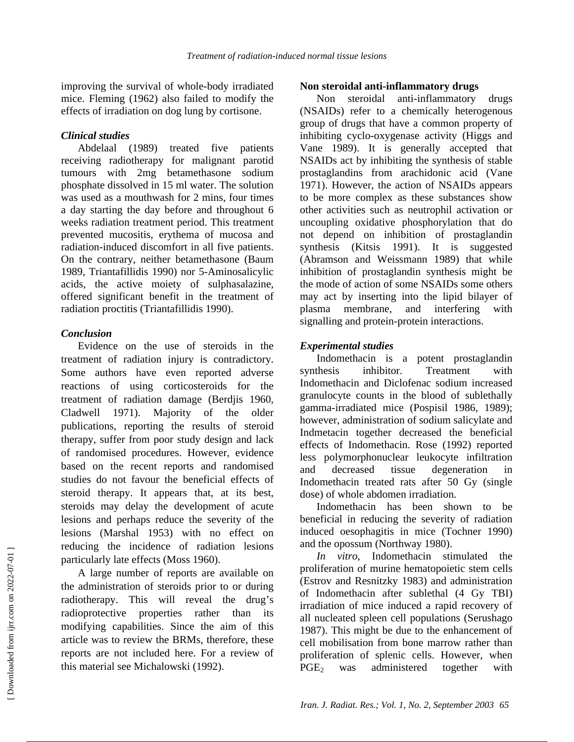improving the survival of whole-body irradiated mice. Fleming (1962) also failed to modify the effects of irradiation on dog lung by cortisone.

### *Clinical studies*

Abdelaal (1989) treated five patients receiving radiotherapy for malignant parotid tumours with 2mg betamethasone sodium phosphate dissolved in 15 ml water. The solution was used as a mouthwash for 2 mins, four times a day starting the day before and throughout 6 weeks radiation treatment period. This treatment prevented mucositis, erythema of mucosa and radiation-induced discomfort in all five patients. On the contrary, neither betamethasone (Baum 1989, Triantafillidis 1990) nor 5-Aminosalicylic acids, the active moiety of sulphasalazine, offered significant benefit in the treatment of radiation proctitis (Triantafillidis 1990).

### *Conclusion*

Evidence on the use of steroids in the treatment of radiation injury is contradictory. Some authors have even reported adverse reactions of using corticosteroids for the treatment of radiation damage (Berdjis 1960, Cladwell 1971). Majority of the older publications, reporting the results of steroid therapy, suffer from poor study design and lack of randomised procedures. However, evidence based on the recent reports and randomised studies do not favour the beneficial effects of steroid therapy. It appears that, at its best, steroids may delay the development of acute lesions and perhaps reduce the severity of the lesions (Marshal 1953) with no effect on reducing the incidence of radiation lesions particularly late effects (Moss 1960).

A large number of reports are available on the administration of steroids prior to or during radiotherapy. This will reveal the drug's radioprotective properties rather than its modifying capabilities. Since the aim of this article was to review the BRMs, therefore, these reports are not included here. For a review of this material see Michalowski (1992).

## Non steroidal anti-inflammatory drugs

Non steroidal anti-inflammatory drugs (NSAIDs) refer to a chemically heterogenous group of drugs that have a common property of inhibiting cyclo-oxygenase activity (Higgs and Vane 1989). It is generally accepted that NSAIDs act by inhibiting the synthesis of stable prostaglandins from arachidonic acid (Vane 1971). However, the action of NSAIDs appears to be more complex as these substances show other activities such as neutrophil activation or uncoupling oxidative phosphorylation that do not depend on inhibition of prostaglandin synthesis (Kitsis 1991). It is suggested (Abramson and Weissmann 1989) that while inhibition of prostaglandin synthesis might be the mode of action of some NSAIDs some others may act by inserting into the lipid bilayer of plasma membrane, and interfering with signalling and protein-protein interactions.

### *Experimental studies*

Indomethacin is a potent prostaglandin synthesis inhibitor. Treatment with Indomethacin and Diclofenac sodium increased granulocyte counts in the blood of sublethally gamma-irradiated mice (Pospisil 1986, 1989); however, administration of sodium salicylate and Indmetacin together decreased the beneficial effects of Indomethacin. Rose (1992) reported less polymorphonuclear leukocyte infiltration and decreased tissue degeneration in Indomethacin treated rats after 50 Gy (single dose) of whole abdomen irradiation.

Indomethacin has been shown to be beneficial in reducing the severity of radiation induced oesophagitis in mice (Tochner 1990) and the opossum (Northway 1980).

*In vitro,* Indomethacin stimulated the proliferation of murine hematopoietic stem cells (Estrov and Resnitzky 1983) and administration of Indomethacin after sublethal (4 Gy TBI) irradiation of mice induced a rapid recovery of all nucleated spleen cell populations (Serushago 1987). This might be due to the enhancement of cell mobilisation from bone marrow rather than proliferation of splenic cells. However, when $PGE_2$ was administered together with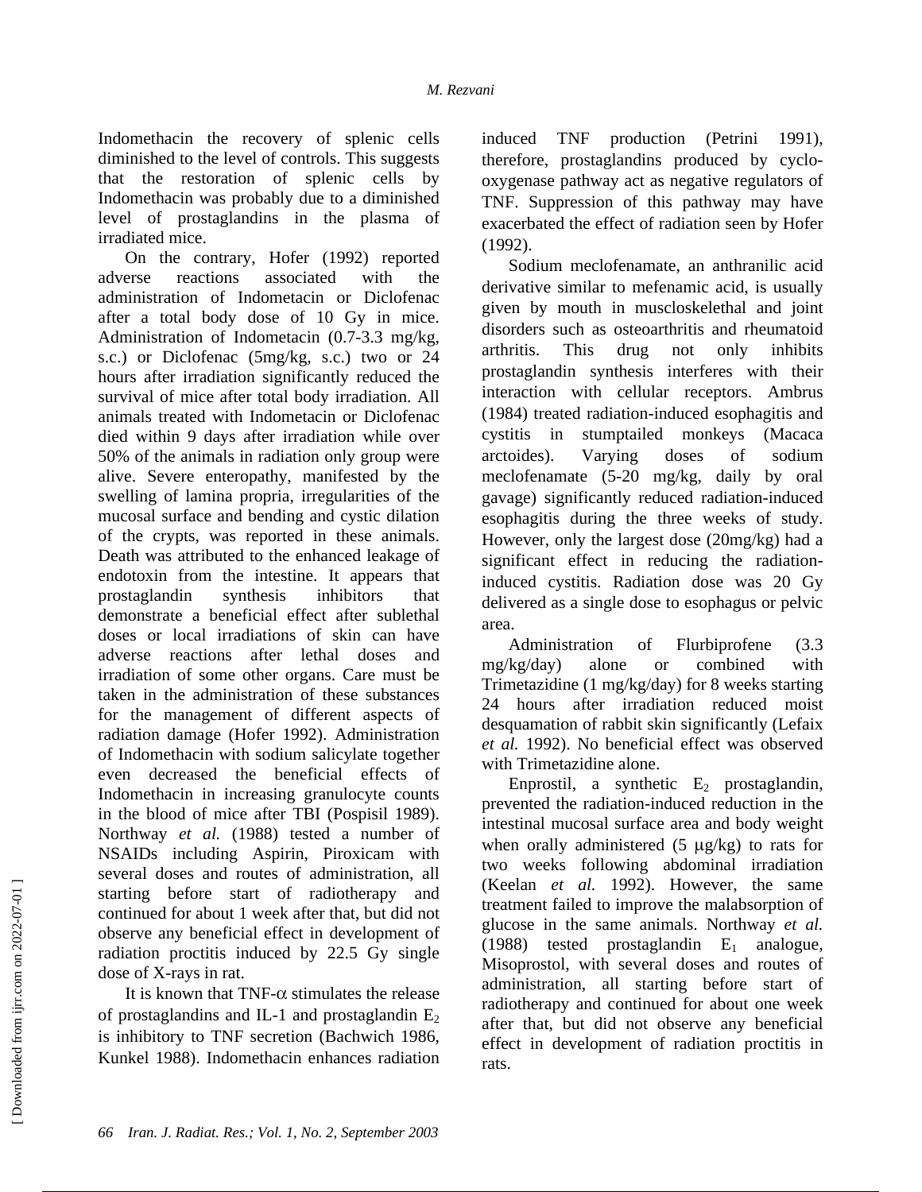Indomethacin the recovery of splenic cells diminished to the level of controls. This suggests that the restoration of splenic cells by Indomethacin was probably due to a diminished level of prostaglandins in the plasma of irradiated mice.

On the contrary, Hofer (1992) reported adverse reactions associated with the administration of Indometacin or Diclofenac after a total body dose of 10 Gy in mice. Administration of Indometacin (0.7-3.3 mg/kg, s.c.) or Diclofenac (5mg/kg, s.c.) two or 24 hours after irradiation significantly reduced the survival of mice after total body irradiation. All animals treated with Indometacin or Diclofenac died within 9 days after irradiation while over 50% of the animals in radiation only group were alive. Severe enteropathy, manifested by the swelling of lamina propria, irregularities of the mucosal surface and bending and cystic dilation of the crypts, was reported in these animals. Death was attributed to the enhanced leakage of endotoxin from the intestine. It appears that prostaglandin synthesis inhibitors that demonstrate a beneficial effect after sublethal doses or local irradiations of skin can have adverse reactions after lethal doses and irradiation of some other organs. Care must be taken in the administration of these substances for the management of different aspects of radiation damage (Hofer 1992). Administration of Indomethacin with sodium salicylate together even decreased the beneficial effects of Indomethacin in increasing granulocyte counts in the blood of mice after TBI (Pospisil 1989). Northway *et al.* (1988) tested a number of NSAIDs including Aspirin, Piroxicam with several doses and routes of administration, all starting before start of radiotherapy and continued for about 1 week after that, but did not observe any beneficial effect in development of radiation proctitis induced by 22.5 Gy single dose of X-rays in rat.

It is known that TNF-$\alpha$ stimulates the release of prostaglandins and IL-1 and prostaglandin $E_2$ is inhibitory to TNF secretion (Bachwich 1986, Kunkel 1988). Indomethacin enhances radiation induced TNF production (Petrini 1991), therefore, prostaglandins produced by cyclo-oxygenase pathway act as negative regulators of TNF. Suppression of this pathway may have exacerbated the effect of radiation seen by Hofer (1992).

Sodium meclofenamate, an anthranilic acid derivative similar to mefenamic acid, is usually given by mouth in muscloskelethal and joint disorders such as osteoarthritis and rheumatoid arthritis. This drug not only inhibits prostaglandin synthesis interferes with their interaction with cellular receptors. Ambrus (1984) treated radiation-induced esophagitis and cystitis in stumptailed monkeys (Macaca arctoides). Varying doses of sodium meclofenamate (5-20 mg/kg, daily by oral gavage) significantly reduced radiation-induced esophagitis during the three weeks of study. However, only the largest dose (20mg/kg) had a significant effect in reducing the radiation-induced cystitis. Radiation dose was 20 Gy delivered as a single dose to esophagus or pelvic area.

Administration of Flurbiprofene (3.3 mg/kg/day) alone or combined with Trimetazidine (1 mg/kg/day) for 8 weeks starting 24 hours after irradiation reduced moist desquamation of rabbit skin significantly (Lefaix *et al.* 1992). No beneficial effect was observed with Trimetazidine alone.

Enprostil, a synthetic $E_2$ prostaglandin, prevented the radiation-induced reduction in the intestinal mucosal surface area and body weight when orally administered (5 $\mu$g/kg) to rats for two weeks following abdominal irradiation (Keelan *et al.* 1992). However, the same treatment failed to improve the malabsorption of glucose in the same animals. Northway *et al.* (1988) tested prostaglandin $E_1$ analogue, Misoprostol, with several doses and routes of administration, all starting before start of radiotherapy and continued for about one week after that, but did not observe any beneficial effect in development of radiation proctitis in rats.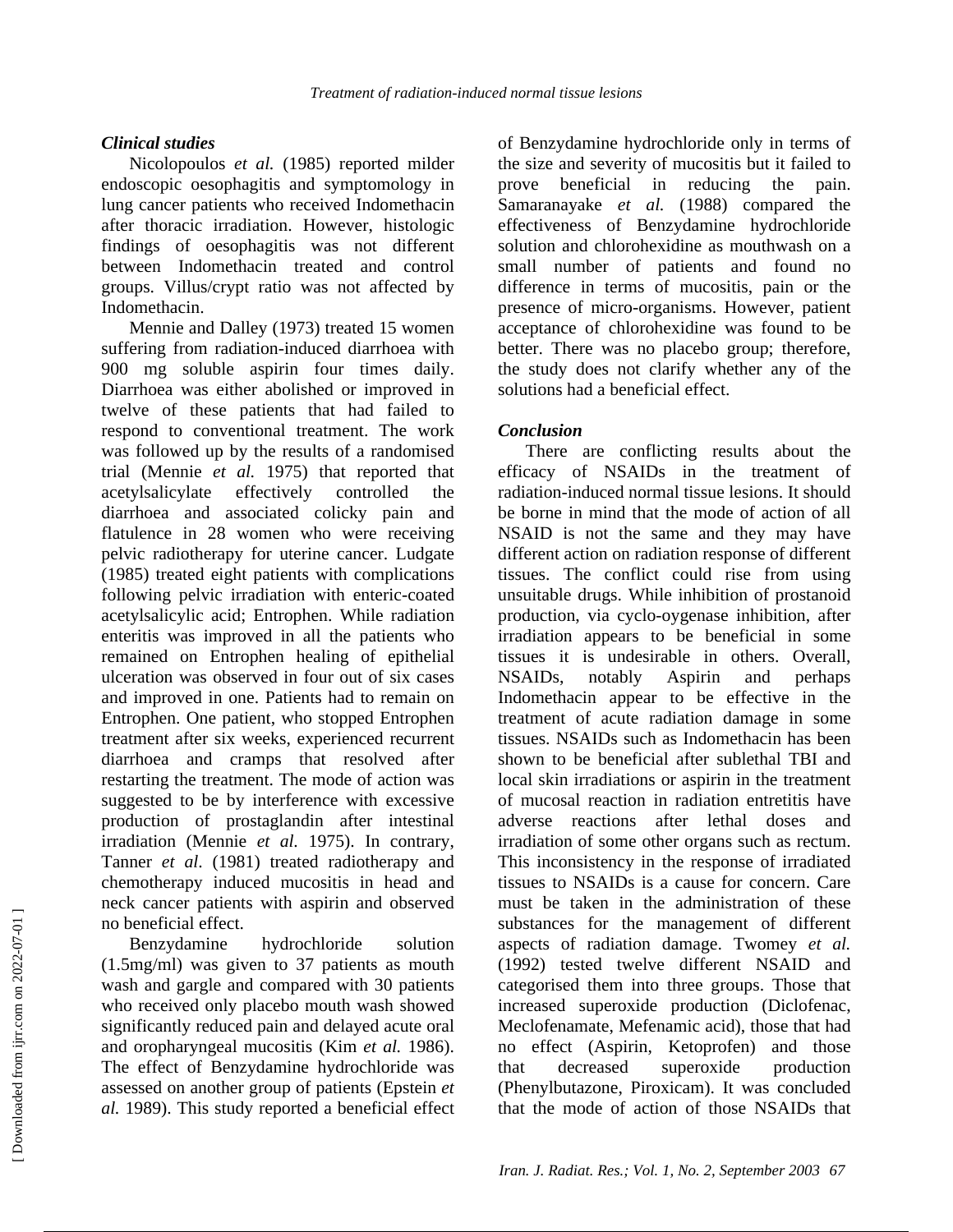### *Clinical studies*

Nicolopoulos *et al.* (1985) reported milder endoscopic oesophagitis and symptomology in lung cancer patients who received Indomethacin after thoracic irradiation. However, histologic findings of oesophagitis was not different between Indomethacin treated and control groups. Villus/crypt ratio was not affected by Indomethacin.

Mennie and Dalley (1973) treated 15 women suffering from radiation-induced diarrhoea with 900 mg soluble aspirin four times daily. Diarrhoea was either abolished or improved in twelve of these patients that had failed to respond to conventional treatment. The work was followed up by the results of a randomised trial (Mennie *et al.* 1975) that reported that acetylsalicylate effectively controlled the diarrhoea and associated colicky pain and flatulence in 28 women who were receiving pelvic radiotherapy for uterine cancer. Ludgate (1985) treated eight patients with complications following pelvic irradiation with enteric-coated acetylsalicylic acid; Entrophen. While radiation enteritis was improved in all the patients who remained on Entrophen healing of epithelial ulceration was observed in four out of six cases and improved in one. Patients had to remain on Entrophen. One patient, who stopped Entrophen treatment after six weeks, experienced recurrent diarrhoea and cramps that resolved after restarting the treatment. The mode of action was suggested to be by interference with excessive production of prostaglandin after intestinal irradiation (Mennie *et al.* 1975). In contrary, Tanner *et al*. (1981) treated radiotherapy and chemotherapy induced mucositis in head and neck cancer patients with aspirin and observed no beneficial effect.

Benzydamine hydrochloride solution (1.5mg/ml) was given to 37 patients as mouth wash and gargle and compared with 30 patients who received only placebo mouth wash showed significantly reduced pain and delayed acute oral and oropharyngeal mucositis (Kim *et al.* 1986). The effect of Benzydamine hydrochloride was assessed on another group of patients (Epstein *et al.* 1989). This study reported a beneficial effect of Benzydamine hydrochloride only in terms of the size and severity of mucositis but it failed to prove beneficial in reducing the pain. Samaranayake *et al.* (1988) compared the effectiveness of Benzydamine hydrochloride solution and chlorohexidine as mouthwash on a small number of patients and found no difference in terms of mucositis, pain or the presence of micro-organisms. However, patient acceptance of chlorohexidine was found to be better. There was no placebo group; therefore, the study does not clarify whether any of the solutions had a beneficial effect.

### *Conclusion*

There are conflicting results about the efficacy of NSAIDs in the treatment of radiation-induced normal tissue lesions. It should be borne in mind that the mode of action of all NSAID is not the same and they may have different action on radiation response of different tissues. The conflict could rise from using unsuitable drugs. While inhibition of prostanoid production, via cyclo-oygenase inhibition, after irradiation appears to be beneficial in some tissues it is undesirable in others. Overall, NSAIDs, notably Aspirin and perhaps Indomethacin appear to be effective in the treatment of acute radiation damage in some tissues. NSAIDs such as Indomethacin has been shown to be beneficial after sublethal TBI and local skin irradiations or aspirin in the treatment of mucosal reaction in radiation entretitis have adverse reactions after lethal doses and irradiation of some other organs such as rectum. This inconsistency in the response of irradiated tissues to NSAIDs is a cause for concern. Care must be taken in the administration of these substances for the management of different aspects of radiation damage. Twomey *et al.* (1992) tested twelve different NSAID and categorised them into three groups. Those that increased superoxide production (Diclofenac, Meclofenamate, Mefenamic acid), those that had no effect (Aspirin, Ketoprofen) and those that decreased superoxide production (Phenylbutazone, Piroxicam). It was concluded that the mode of action of those NSAIDs that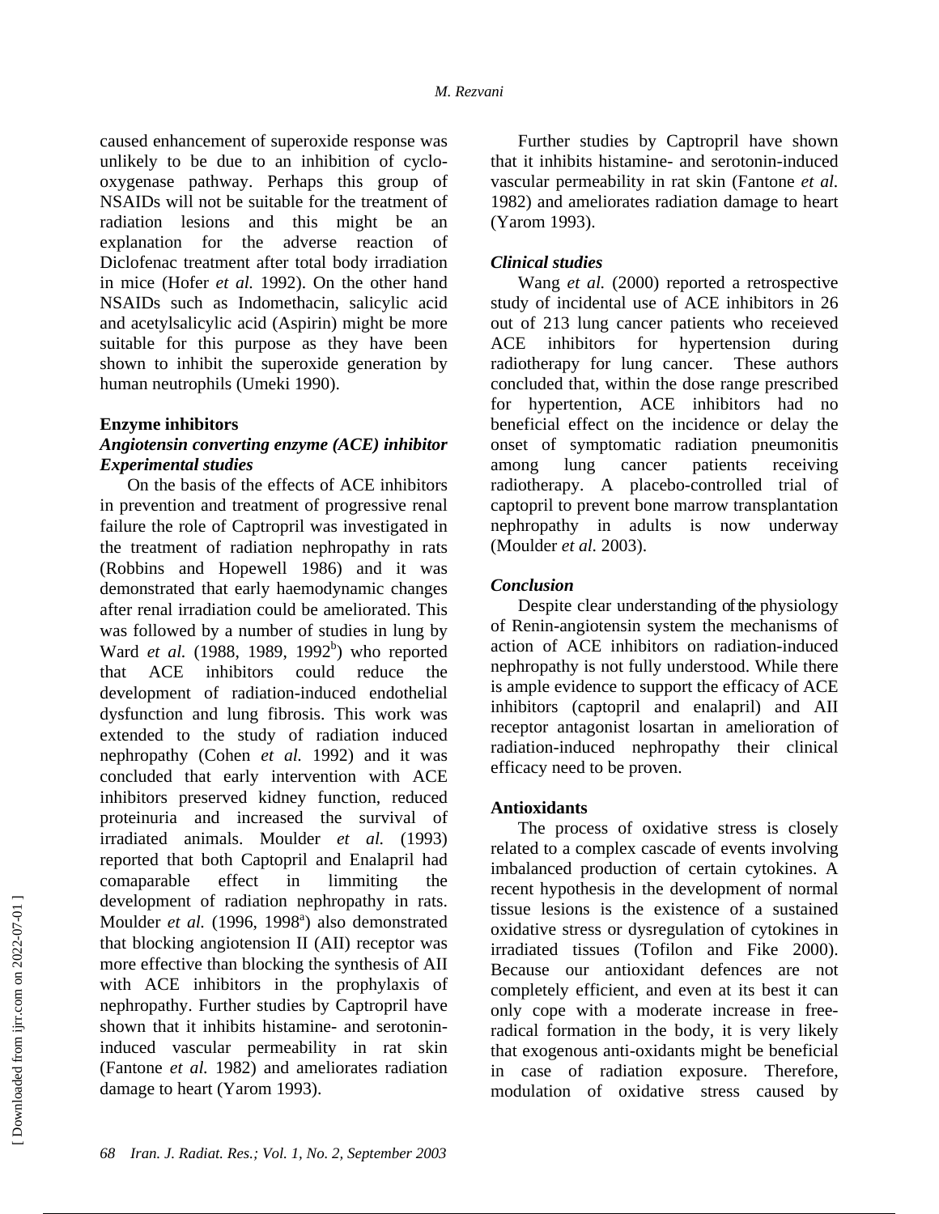caused enhancement of superoxide response was unlikely to be due to an inhibition of cyclo-oxygenase pathway. Perhaps this group of NSAIDs will not be suitable for the treatment of radiation lesions and this might be an explanation for the adverse reaction of Diclofenac treatment after total body irradiation in mice (Hofer *et al.* 1992). On the other hand NSAIDs such as Indomethacin, salicylic acid and acetylsalicylic acid (Aspirin) might be more suitable for this purpose as they have been shown to inhibit the superoxide generation by human neutrophils (Umeki 1990).

**Enzyme inhibitors**

***Angiotensin converting enzyme (ACE) inhibitor***

***Experimental studies***

On the basis of the effects of ACE inhibitors in prevention and treatment of progressive renal failure the role of Captropril was investigated in the treatment of radiation nephropathy in rats (Robbins and Hopewell 1986) and it was demonstrated that early haemodynamic changes after renal irradiation could be ameliorated. This was followed by a number of studies in lung by Ward *et al.* (1988, 1989, 1992[b]) who reported that ACE inhibitors could reduce the development of radiation-induced endothelial dysfunction and lung fibrosis. This work was extended to the study of radiation induced nephropathy (Cohen *et al.* 1992) and it was concluded that early intervention with ACE inhibitors preserved kidney function, reduced proteinuria and increased the survival of irradiated animals. Moulder *et al.* (1993) reported that both Captopril and Enalapril had comaparable effect in limmiting the development of radiation nephropathy in rats. Moulder *et al.* (1996, 1998[a]) also demonstrated that blocking angiotension II (AII) receptor was more effective than blocking the synthesis of AII with ACE inhibitors in the prophylaxis of nephropathy. Further studies by Captropril have shown that it inhibits histamine- and serotonin-induced vascular permeability in rat skin (Fantone *et al.* 1982) and ameliorates radiation damage to heart (Yarom 1993).

Further studies by Captropril have shown that it inhibits histamine- and serotonin-induced vascular permeability in rat skin (Fantone *et al.* 1982) and ameliorates radiation damage to heart (Yarom 1993).

***Clinical studies***

Wang *et al.* (2000) reported a retrospective study of incidental use of ACE inhibitors in 26 out of 213 lung cancer patients who receieved ACE inhibitors for hypertension during radiotherapy for lung cancer. These authors concluded that, within the dose range prescribed for hypertention, ACE inhibitors had no beneficial effect on the incidence or delay the onset of symptomatic radiation pneumonitis among lung cancer patients receiving radiotherapy. A placebo-controlled trial of captopril to prevent bone marrow transplantation nephropathy in adults is now underway (Moulder *et al.* 2003).

***Conclusion***

Despite clear understanding of the physiology of Renin-angiotensin system the mechanisms of action of ACE inhibitors on radiation-induced nephropathy is not fully understood. While there is ample evidence to support the efficacy of ACE inhibitors (captopril and enalapril) and AII receptor antagonist losartan in amelioration of radiation-induced nephropathy their clinical efficacy need to be proven.

**Antioxidants**

The process of oxidative stress is closely related to a complex cascade of events involving imbalanced production of certain cytokines. A recent hypothesis in the development of normal tissue lesions is the existence of a sustained oxidative stress or dysregulation of cytokines in irradiated tissues (Tofilon and Fike 2000). Because our antioxidant defences are not completely efficient, and even at its best it can only cope with a moderate increase in free-radical formation in the body, it is very likely that exogenous anti-oxidants might be beneficial in case of radiation exposure. Therefore, modulation of oxidative stress caused by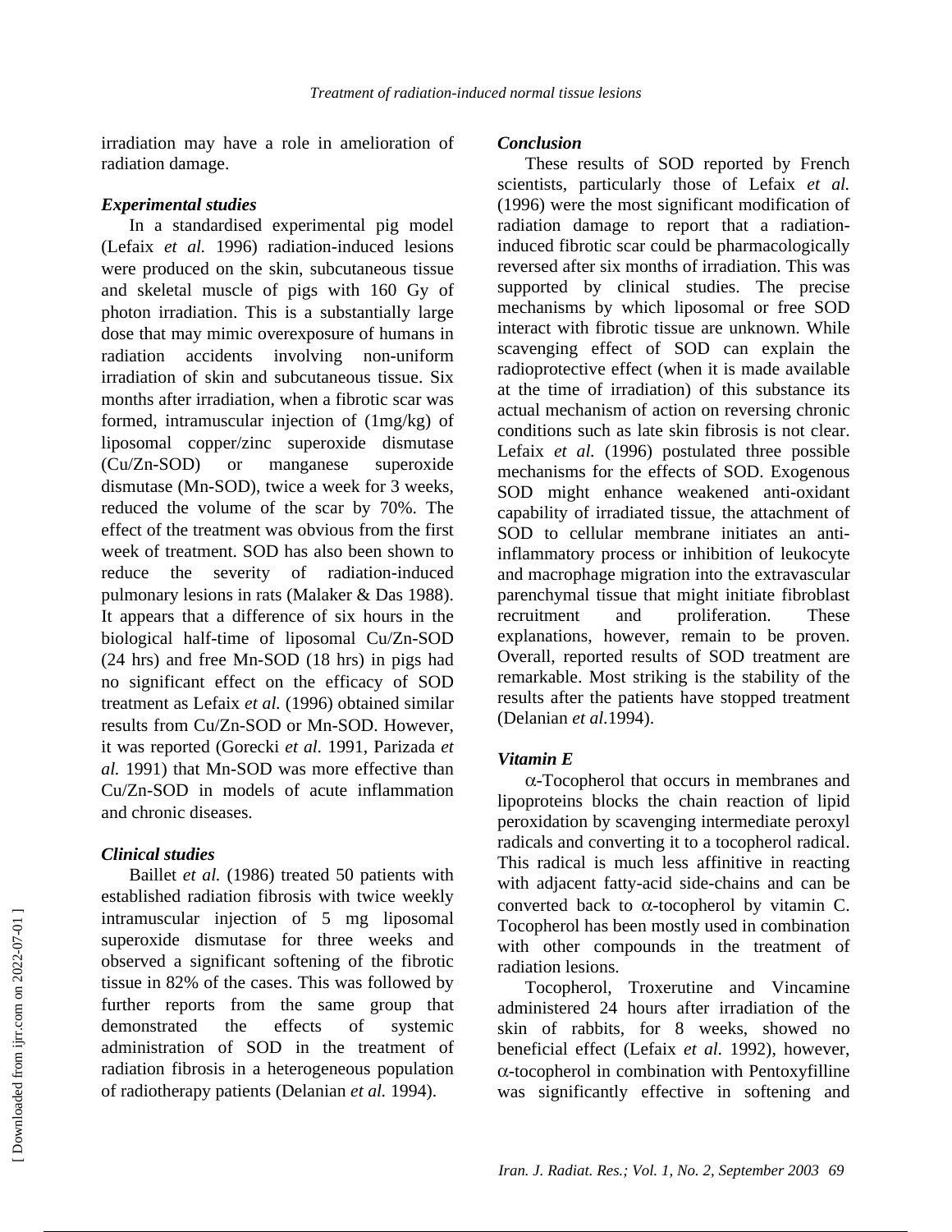irradiation may have a role in amelioration of radiation damage.

### *Experimental studies*

In a standardised experimental pig model (Lefaix *et al.* 1996) radiation-induced lesions were produced on the skin, subcutaneous tissue and skeletal muscle of pigs with 160 Gy of photon irradiation. This is a substantially large dose that may mimic overexposure of humans in radiation accidents involving non-uniform irradiation of skin and subcutaneous tissue. Six months after irradiation, when a fibrotic scar was formed, intramuscular injection of (1mg/kg) of liposomal copper/zinc superoxide dismutase (Cu/Zn-SOD) or manganese superoxide dismutase (Mn-SOD), twice a week for 3 weeks, reduced the volume of the scar by 70%. The effect of the treatment was obvious from the first week of treatment. SOD has also been shown to reduce the severity of radiation-induced pulmonary lesions in rats (Malaker & Das 1988). It appears that a difference of six hours in the biological half-time of liposomal Cu/Zn-SOD (24 hrs) and free Mn-SOD (18 hrs) in pigs had no significant effect on the efficacy of SOD treatment as Lefaix *et al.* (1996) obtained similar results from Cu/Zn-SOD or Mn-SOD. However, it was reported (Gorecki *et al.* 1991, Parizada *et al.* 1991) that Mn-SOD was more effective than Cu/Zn-SOD in models of acute inflammation and chronic diseases.

### *Clinical studies*

Baillet *et al.* (1986) treated 50 patients with established radiation fibrosis with twice weekly intramuscular injection of 5 mg liposomal superoxide dismutase for three weeks and observed a significant softening of the fibrotic tissue in 82% of the cases. This was followed by further reports from the same group that demonstrated the effects of systemic administration of SOD in the treatment of radiation fibrosis in a heterogeneous population of radiotherapy patients (Delanian *et al.* 1994).

### *Conclusion*

These results of SOD reported by French scientists, particularly those of Lefaix *et al.* (1996) were the most significant modification of radiation damage to report that a radiation-induced fibrotic scar could be pharmacologically reversed after six months of irradiation. This was supported by clinical studies. The precise mechanisms by which liposomal or free SOD interact with fibrotic tissue are unknown. While scavenging effect of SOD can explain the radioprotective effect (when it is made available at the time of irradiation) of this substance its actual mechanism of action on reversing chronic conditions such as late skin fibrosis is not clear. Lefaix *et al.* (1996) postulated three possible mechanisms for the effects of SOD. Exogenous SOD might enhance weakened anti-oxidant capability of irradiated tissue, the attachment of SOD to cellular membrane initiates an anti-inflammatory process or inhibition of leukocyte and macrophage migration into the extravascular parenchymal tissue that might initiate fibroblast recruitment and proliferation. These explanations, however, remain to be proven. Overall, reported results of SOD treatment are remarkable. Most striking is the stability of the results after the patients have stopped treatment (Delanian *et al.*1994).

### *Vitamin E*

$\alpha$-Tocopherol that occurs in membranes and lipoproteins blocks the chain reaction of lipid peroxidation by scavenging intermediate peroxyl radicals and converting it to a tocopherol radical. This radical is much less affinitive in reacting with adjacent fatty-acid side-chains and can be converted back to $\alpha$-tocopherol by vitamin C. Tocopherol has been mostly used in combination with other compounds in the treatment of radiation lesions.

Tocopherol, Troxerutine and Vincamine administered 24 hours after irradiation of the skin of rabbits, for 8 weeks, showed no beneficial effect (Lefaix *et al.* 1992), however, $\alpha$-tocopherol in combination with Pentoxyfilline was significantly effective in softening and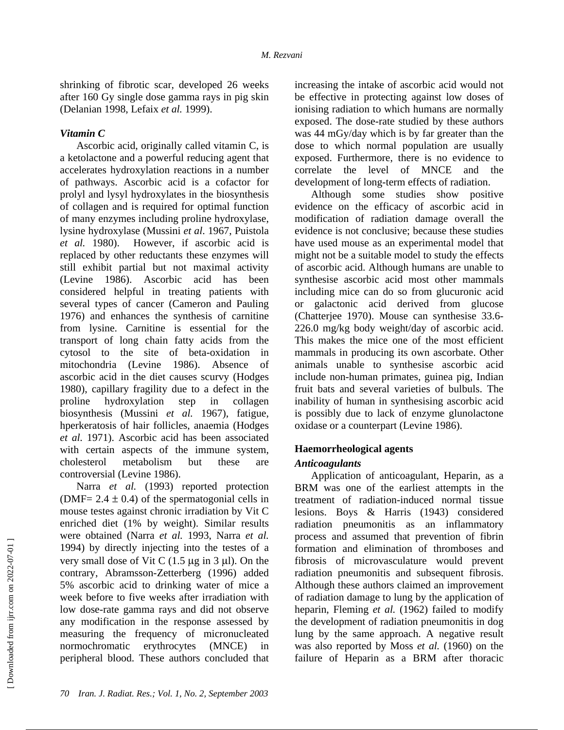shrinking of fibrotic scar, developed 26 weeks after 160 Gy single dose gamma rays in pig skin (Delanian 1998, Lefaix *et al.* 1999).

### *Vitamin C*

Ascorbic acid, originally called vitamin C, is a ketolactone and a powerful reducing agent that accelerates hydroxylation reactions in a number of pathways. Ascorbic acid is a cofactor for prolyl and lysyl hydroxylates in the biosynthesis of collagen and is required for optimal function of many enzymes including proline hydroxylase, lysine hydroxylase (Mussini *et al*. 1967, Puistola *et al.* 1980). However, if ascorbic acid is replaced by other reductants these enzymes will still exhibit partial but not maximal activity (Levine 1986). Ascorbic acid has been considered helpful in treating patients with several types of cancer (Cameron and Pauling 1976) and enhances the synthesis of carnitine from lysine. Carnitine is essential for the transport of long chain fatty acids from the cytosol to the site of beta-oxidation in mitochondria (Levine 1986). Absence of ascorbic acid in the diet causes scurvy (Hodges 1980), capillary fragility due to a defect in the proline hydroxylation step in collagen biosynthesis (Mussini *et al.* 1967), fatigue, hperkeratosis of hair follicles, anaemia (Hodges *et al*. 1971). Ascorbic acid has been associated with certain aspects of the immune system, cholesterol metabolism but these are controversial (Levine 1986).

Narra *et al.* (1993) reported protection (DMF= 2.4 ± 0.4) of the spermatogonial cells in mouse testes against chronic irradiation by Vit C enriched diet (1% by weight). Similar results were obtained (Narra *et al.* 1993, Narra *et al.* 1994) by directly injecting into the testes of a very small dose of Vit C (1.5 μg in 3 μl). On the contrary, Abramsson-Zetterberg (1996) added 5% ascorbic acid to drinking water of mice a week before to five weeks after irradiation with low dose-rate gamma rays and did not observe any modification in the response assessed by measuring the frequency of micronucleated normochromatic erythrocytes (MNCE) in peripheral blood. These authors concluded that increasing the intake of ascorbic acid would not be effective in protecting against low doses of ionising radiation to which humans are normally exposed. The dose-rate studied by these authors was 44 mGy/day which is by far greater than the dose to which normal population are usually exposed. Furthermore, there is no evidence to correlate the level of MNCE and the development of long-term effects of radiation.

Although some studies show positive evidence on the efficacy of ascorbic acid in modification of radiation damage overall the evidence is not conclusive; because these studies have used mouse as an experimental model that might not be a suitable model to study the effects of ascorbic acid. Although humans are unable to synthesise ascorbic acid most other mammals including mice can do so from glucuronic acid or galactonic acid derived from glucose (Chatterjee 1970). Mouse can synthesise 33.6-226.0 mg/kg body weight/day of ascorbic acid. This makes the mice one of the most efficient mammals in producing its own ascorbate. Other animals unable to synthesise ascorbic acid include non-human primates, guinea pig, Indian fruit bats and several varieties of bulbuls. The inability of human in synthesising ascorbic acid is possibly due to lack of enzyme glunolactone oxidase or a counterpart (Levine 1986).

## Haemorrheological agents

### *Anticoagulants*

Application of anticoagulant, Heparin, as a BRM was one of the earliest attempts in the treatment of radiation-induced normal tissue lesions. Boys & Harris (1943) considered radiation pneumonitis as an inflammatory process and assumed that prevention of fibrin formation and elimination of thromboses and fibrosis of microvasculature would prevent radiation pneumonitis and subsequent fibrosis. Although these authors claimed an improvement of radiation damage to lung by the application of heparin, Fleming *et al.* (1962) failed to modify the development of radiation pneumonitis in dog lung by the same approach. A negative result was also reported by Moss *et al.* (1960) on the failure of Heparin as a BRM after thoracic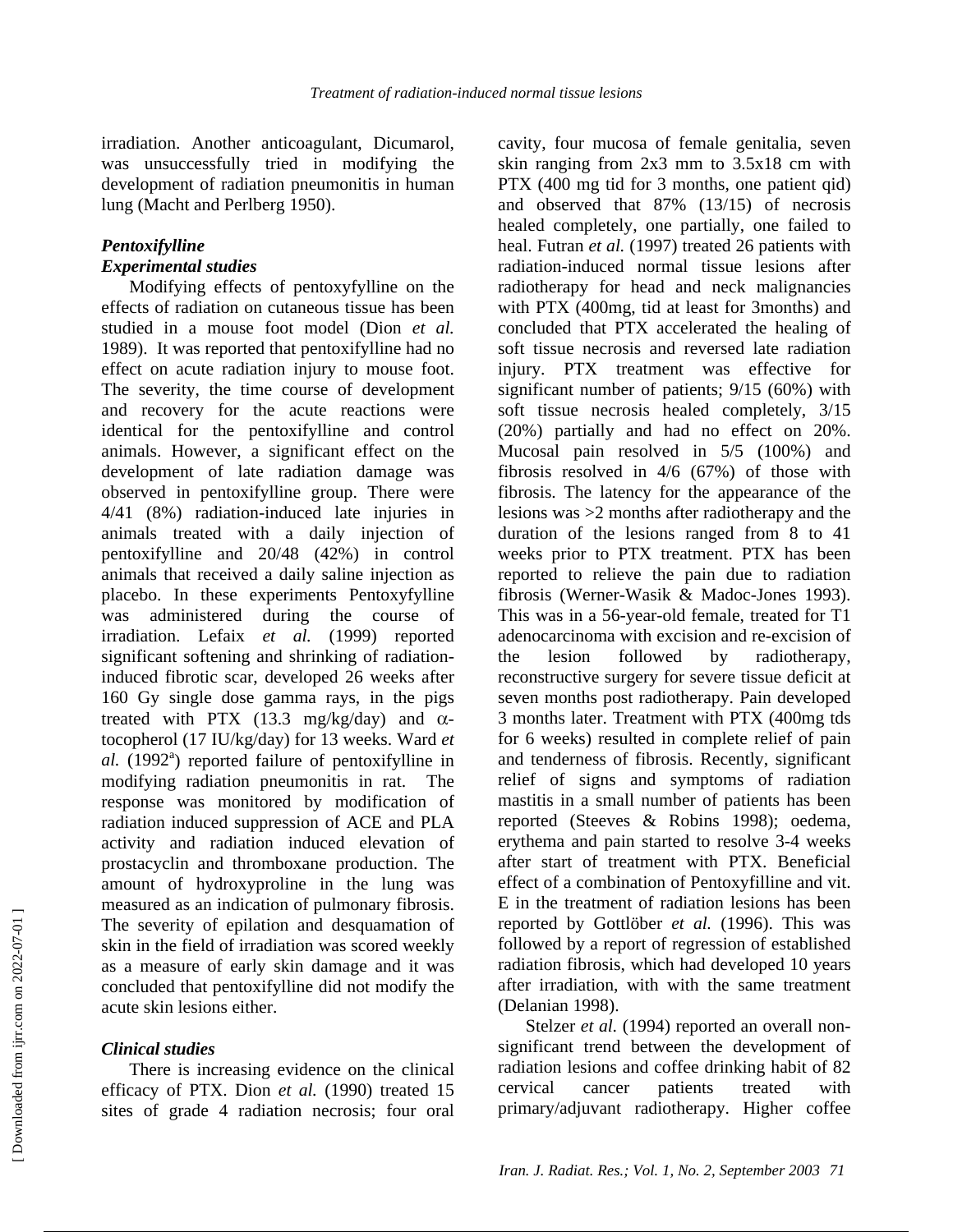irradiation. Another anticoagulant, Dicumarol, was unsuccessfully tried in modifying the development of radiation pneumonitis in human lung (Macht and Perlberg 1950).

### *Pentoxifylline*

#### *Experimental studies*

Modifying effects of pentoxyfylline on the effects of radiation on cutaneous tissue has been studied in a mouse foot model (Dion *et al.* 1989). It was reported that pentoxifylline had no effect on acute radiation injury to mouse foot. The severity, the time course of development and recovery for the acute reactions were identical for the pentoxifylline and control animals. However, a significant effect on the development of late radiation damage was observed in pentoxifylline group. There were 4/41 (8%) radiation-induced late injuries in animals treated with a daily injection of pentoxifylline and 20/48 (42%) in control animals that received a daily saline injection as placebo. In these experiments Pentoxyfylline was administered during the course of irradiation. Lefaix *et al.* (1999) reported significant softening and shrinking of radiation-induced fibrotic scar, developed 26 weeks after 160 Gy single dose gamma rays, in the pigs treated with PTX (13.3 mg/kg/day) and $\alpha$-tocopherol (17 IU/kg/day) for 13 weeks. Ward *et al.* (1992[a]) reported failure of pentoxifylline in modifying radiation pneumonitis in rat. The response was monitored by modification of radiation induced suppression of ACE and PLA activity and radiation induced elevation of prostacyclin and thromboxane production. The amount of hydroxyproline in the lung was measured as an indication of pulmonary fibrosis. The severity of epilation and desquamation of skin in the field of irradiation was scored weekly as a measure of early skin damage and it was concluded that pentoxifylline did not modify the acute skin lesions either.

#### *Clinical studies*

There is increasing evidence on the clinical efficacy of PTX. Dion *et al.* (1990) treated 15 sites of grade 4 radiation necrosis; four oral cavity, four mucosa of female genitalia, seven skin ranging from 2x3 mm to 3.5x18 cm with PTX (400 mg tid for 3 months, one patient qid) and observed that 87% (13/15) of necrosis healed completely, one partially, one failed to heal. Futran *et al.* (1997) treated 26 patients with radiation-induced normal tissue lesions after radiotherapy for head and neck malignancies with PTX (400mg, tid at least for 3months) and concluded that PTX accelerated the healing of soft tissue necrosis and reversed late radiation injury. PTX treatment was effective for significant number of patients; 9/15 (60%) with soft tissue necrosis healed completely, 3/15 (20%) partially and had no effect on 20%. Mucosal pain resolved in 5/5 (100%) and fibrosis resolved in 4/6 (67%) of those with fibrosis. The latency for the appearance of the lesions was >2 months after radiotherapy and the duration of the lesions ranged from 8 to 41 weeks prior to PTX treatment. PTX has been reported to relieve the pain due to radiation fibrosis (Werner-Wasik & Madoc-Jones 1993). This was in a 56-year-old female, treated for T1 adenocarcinoma with excision and re-excision of the lesion followed by radiotherapy, reconstructive surgery for severe tissue deficit at seven months post radiotherapy. Pain developed 3 months later. Treatment with PTX (400mg tds for 6 weeks) resulted in complete relief of pain and tenderness of fibrosis. Recently, significant relief of signs and symptoms of radiation mastitis in a small number of patients has been reported (Steeves & Robins 1998); oedema, erythema and pain started to resolve 3-4 weeks after start of treatment with PTX. Beneficial effect of a combination of Pentoxyfilline and vit. E in the treatment of radiation lesions has been reported by Gottlöber *et al.* (1996). This was followed by a report of regression of established radiation fibrosis, which had developed 10 years after irradiation, with with the same treatment (Delanian 1998).

Stelzer *et al.* (1994) reported an overall non-significant trend between the development of radiation lesions and coffee drinking habit of 82 cervical cancer patients treated with primary/adjuvant radiotherapy. Higher coffee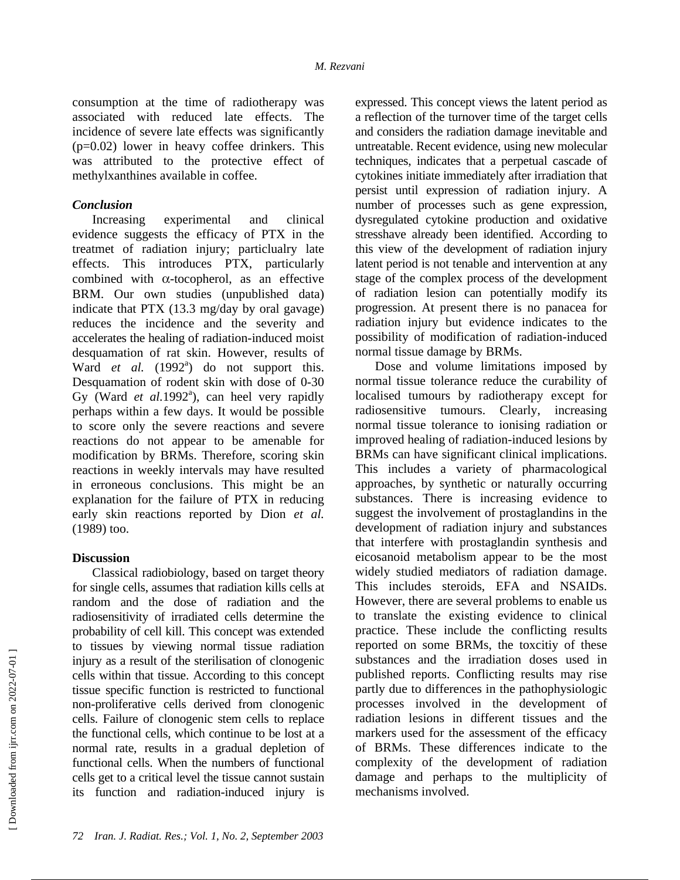consumption at the time of radiotherapy was associated with reduced late effects. The incidence of severe late effects was significantly (p=0.02) lower in heavy coffee drinkers. This was attributed to the protective effect of methylxanthines available in coffee.

### *Conclusion*

Increasing experimental and clinical evidence suggests the efficacy of PTX in the treatmet of radiation injury; particlualry late effects. This introduces PTX, particularly combined with $\alpha$-tocopherol, as an effective BRM. Our own studies (unpublished data) indicate that PTX (13.3 mg/day by oral gavage) reduces the incidence and the severity and accelerates the healing of radiation-induced moist desquamation of rat skin. However, results of Ward *et al.* (1992[a]) do not support this. Desquamation of rodent skin with dose of 0-30 Gy (Ward *et al.*1992[a]), can heel very rapidly perhaps within a few days. It would be possible to score only the severe reactions and severe reactions do not appear to be amenable for modification by BRMs. Therefore, scoring skin reactions in weekly intervals may have resulted in erroneous conclusions. This might be an explanation for the failure of PTX in reducing early skin reactions reported by Dion *et al.* (1989) too.

### **Discussion**

Classical radiobiology, based on target theory for single cells, assumes that radiation kills cells at random and the dose of radiation and the radiosensitivity of irradiated cells determine the probability of cell kill. This concept was extended to tissues by viewing normal tissue radiation injury as a result of the sterilisation of clonogenic cells within that tissue. According to this concept tissue specific function is restricted to functional non-proliferative cells derived from clonogenic cells. Failure of clonogenic stem cells to replace the functional cells, which continue to be lost at a normal rate, results in a gradual depletion of functional cells. When the numbers of functional cells get to a critical level the tissue cannot sustain its function and radiation-induced injury is expressed. This concept views the latent period as a reflection of the turnover time of the target cells and considers the radiation damage inevitable and untreatable. Recent evidence, using new molecular techniques, indicates that a perpetual cascade of cytokines initiate immediately after irradiation that persist until expression of radiation injury. A number of processes such as gene expression, dysregulated cytokine production and oxidative stresshave already been identified. According to this view of the development of radiation injury latent period is not tenable and intervention at any stage of the complex process of the development of radiation lesion can potentially modify its progression. At present there is no panacea for radiation injury but evidence indicates to the possibility of modification of radiation-induced normal tissue damage by BRMs.

Dose and volume limitations imposed by normal tissue tolerance reduce the curability of localised tumours by radiotherapy except for radiosensitive tumours. Clearly, increasing normal tissue tolerance to ionising radiation or improved healing of radiation-induced lesions by BRMs can have significant clinical implications. This includes a variety of pharmacological approaches, by synthetic or naturally occurring substances. There is increasing evidence to suggest the involvement of prostaglandins in the development of radiation injury and substances that interfere with prostaglandin synthesis and eicosanoid metabolism appear to be the most widely studied mediators of radiation damage. This includes steroids, EFA and NSAIDs. However, there are several problems to enable us to translate the existing evidence to clinical practice. These include the conflicting results reported on some BRMs, the toxcitiy of these substances and the irradiation doses used in published reports. Conflicting results may rise partly due to differences in the pathophysiologic processes involved in the development of radiation lesions in different tissues and the markers used for the assessment of the efficacy of BRMs. These differences indicate to the complexity of the development of radiation damage and perhaps to the multiplicity of mechanisms involved.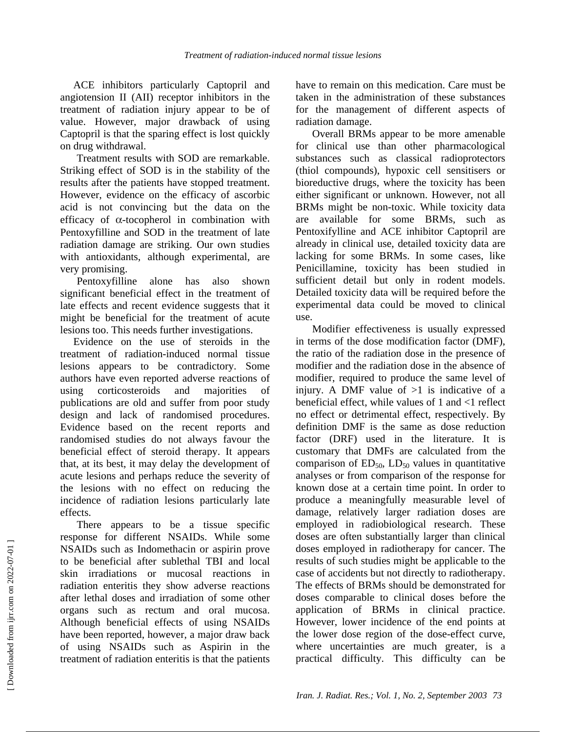ACE inhibitors particularly Captopril and angiotension II (AII) receptor inhibitors in the treatment of radiation injury appear to be of value. However, major drawback of using Captopril is that the sparing effect is lost quickly on drug withdrawal.

Treatment results with SOD are remarkable. Striking effect of SOD is in the stability of the results after the patients have stopped treatment. However, evidence on the efficacy of ascorbic acid is not convincing but the data on the efficacy of $\alpha$-tocopherol in combination with Pentoxyfilline and SOD in the treatment of late radiation damage are striking. Our own studies with antioxidants, although experimental, are very promising.

Pentoxyfilline alone has also shown significant beneficial effect in the treatment of late effects and recent evidence suggests that it might be beneficial for the treatment of acute lesions too. This needs further investigations.

Evidence on the use of steroids in the treatment of radiation-induced normal tissue lesions appears to be contradictory. Some authors have even reported adverse reactions of using corticosteroids and majorities of publications are old and suffer from poor study design and lack of randomised procedures. Evidence based on the recent reports and randomised studies do not always favour the beneficial effect of steroid therapy. It appears that, at its best, it may delay the development of acute lesions and perhaps reduce the severity of the lesions with no effect on reducing the incidence of radiation lesions particularly late effects.

There appears to be a tissue specific response for different NSAIDs. While some NSAIDs such as Indomethacin or aspirin prove to be beneficial after sublethal TBI and local skin irradiations or mucosal reactions in radiation enteritis they show adverse reactions after lethal doses and irradiation of some other organs such as rectum and oral mucosa. Although beneficial effects of using NSAIDs have been reported, however, a major draw back of using NSAIDs such as Aspirin in the treatment of radiation enteritis is that the patients have to remain on this medication. Care must be taken in the administration of these substances for the management of different aspects of radiation damage.

Overall BRMs appear to be more amenable for clinical use than other pharmacological substances such as classical radioprotectors (thiol compounds), hypoxic cell sensitisers or bioreductive drugs, where the toxicity has been either significant or unknown. However, not all BRMs might be non-toxic. While toxicity data are available for some BRMs, such as Pentoxifylline and ACE inhibitor Captopril are already in clinical use, detailed toxicity data are lacking for some BRMs. In some cases, like Penicillamine, toxicity has been studied in sufficient detail but only in rodent models. Detailed toxicity data will be required before the experimental data could be moved to clinical use.

Modifier effectiveness is usually expressed in terms of the dose modification factor (DMF), the ratio of the radiation dose in the presence of modifier and the radiation dose in the absence of modifier, required to produce the same level of injury. A DMF value of >1 is indicative of a beneficial effect, while values of 1 and <1 reflect no effect or detrimental effect, respectively. By definition DMF is the same as dose reduction factor (DRF) used in the literature. It is customary that DMFs are calculated from the comparison of $ED_{50}$, $LD_{50}$ values in quantitative analyses or from comparison of the response for known dose at a certain time point. In order to produce a meaningfully measurable level of damage, relatively larger radiation doses are employed in radiobiological research. These doses are often substantially larger than clinical doses employed in radiotherapy for cancer. The results of such studies might be applicable to the case of accidents but not directly to radiotherapy. The effects of BRMs should be demonstrated for doses comparable to clinical doses before the application of BRMs in clinical practice. However, lower incidence of the end points at the lower dose region of the dose-effect curve, where uncertainties are much greater, is a practical difficulty. This difficulty can be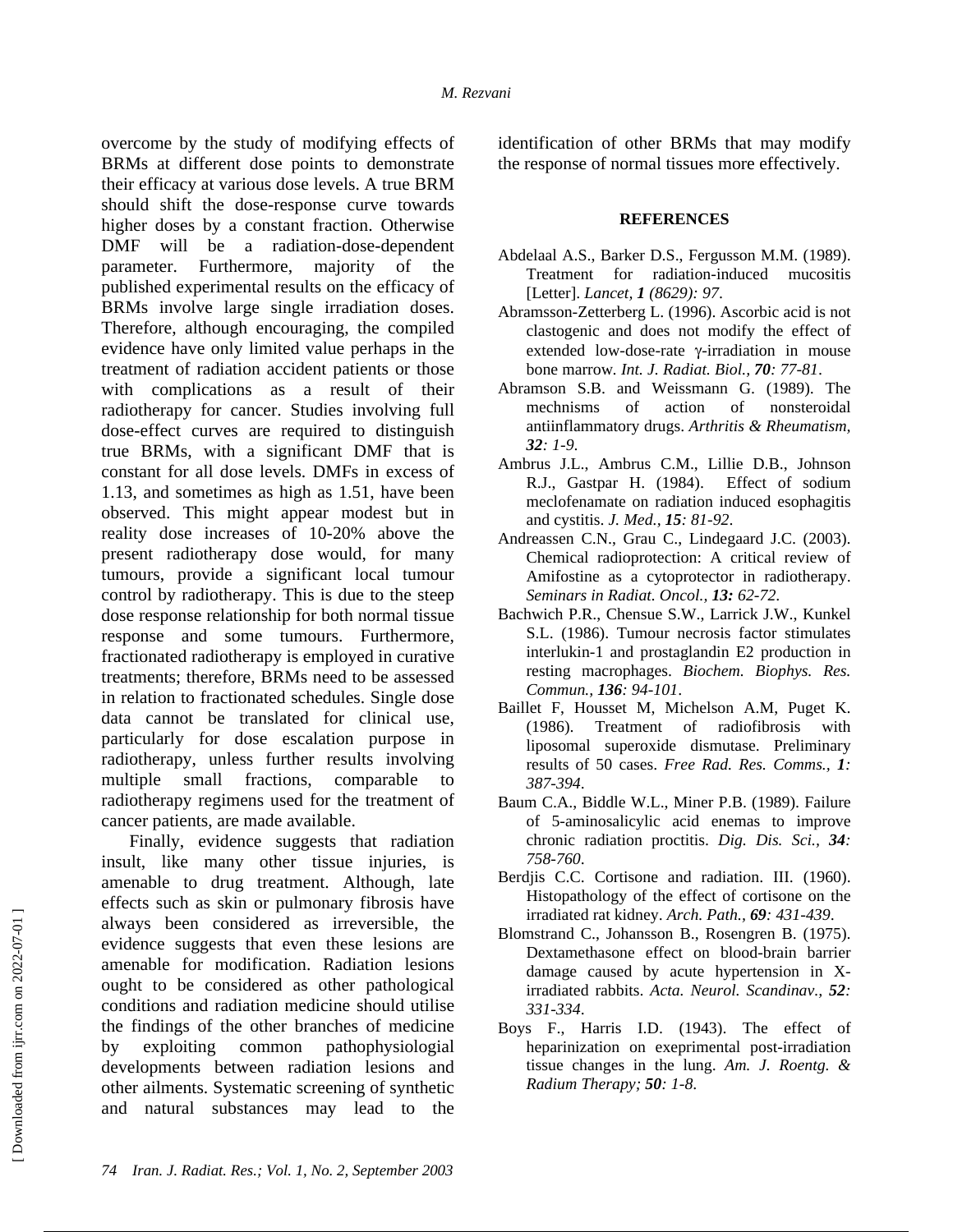overcome by the study of modifying effects of BRMs at different dose points to demonstrate their efficacy at various dose levels. A true BRM should shift the dose-response curve towards higher doses by a constant fraction. Otherwise DMF will be a radiation-dose-dependent parameter. Furthermore, majority of the published experimental results on the efficacy of BRMs involve large single irradiation doses. Therefore, although encouraging, the compiled evidence have only limited value perhaps in the treatment of radiation accident patients or those with complications as a result of their radiotherapy for cancer. Studies involving full dose-effect curves are required to distinguish true BRMs, with a significant DMF that is constant for all dose levels. DMFs in excess of 1.13, and sometimes as high as 1.51, have been observed. This might appear modest but in reality dose increases of 10-20% above the present radiotherapy dose would, for many tumours, provide a significant local tumour control by radiotherapy. This is due to the steep dose response relationship for both normal tissue response and some tumours. Furthermore, fractionated radiotherapy is employed in curative treatments; therefore, BRMs need to be assessed in relation to fractionated schedules. Single dose data cannot be translated for clinical use, particularly for dose escalation purpose in radiotherapy, unless further results involving multiple small fractions, comparable to radiotherapy regimens used for the treatment of cancer patients, are made available.

Finally, evidence suggests that radiation insult, like many other tissue injuries, is amenable to drug treatment. Although, late effects such as skin or pulmonary fibrosis have always been considered as irreversible, the evidence suggests that even these lesions are amenable for modification. Radiation lesions ought to be considered as other pathological conditions and radiation medicine should utilise the findings of the other branches of medicine by exploiting common pathophysiologial developments between radiation lesions and other ailments. Systematic screening of synthetic and natural substances may lead to the identification of other BRMs that may modify the response of normal tissues more effectively.

## REFERENCES

Abdelaal A.S., Barker D.S., Fergusson M.M. (1989). Treatment for radiation-induced mucositis [Letter]. *Lancet*, ***1** (8629): 97*.

Abramsson-Zetterberg L. (1996). Ascorbic acid is not clastogenic and does not modify the effect of extended low-dose-rate γ-irradiation in mouse bone marrow. *Int. J. Radiat. Biol.,* ***70**: 77-81*.

Abramson S.B. and Weissmann G. (1989). The mechnisms of action of nonsteroidal antiinflammatory drugs. *Arthritis & Rheumatism,* ***32**: 1-9*.

Ambrus J.L., Ambrus C.M., Lillie D.B., Johnson R.J., Gastpar H. (1984). Effect of sodium meclofenamate on radiation induced esophagitis and cystitis. *J. Med.,* ***15**: 81-92*.

Andreassen C.N., Grau C., Lindegaard J.C. (2003). Chemical radioprotection: A critical review of Amifostine as a cytoprotector in radiotherapy. *Seminars in Radiat. Oncol.,* ***13:** 62-72*.

Bachwich P.R., Chensue S.W., Larrick J.W., Kunkel S.L. (1986). Tumour necrosis factor stimulates interlukin-1 and prostaglandin E2 production in resting macrophages. *Biochem. Biophys. Res. Commun.,* ***136**: 94-101*.

Baillet F, Housset M, Michelson A.M, Puget K. (1986). Treatment of radiofibrosis with liposomal superoxide dismutase. Preliminary results of 50 cases. *Free Rad. Res. Comms.,* ***1**: 387-394*.

Baum C.A., Biddle W.L., Miner P.B. (1989). Failure of 5-aminosalicylic acid enemas to improve chronic radiation proctitis. *Dig. Dis. Sci.,* ***34**: 758-760*.

Berdjis C.C. Cortisone and radiation. III. (1960). Histopathology of the effect of cortisone on the irradiated rat kidney. *Arch. Path.,* ***69**: 431-439*.

Blomstrand C., Johansson B., Rosengren B. (1975). Dextamethasone effect on blood-brain barrier damage caused by acute hypertension in X-irradiated rabbits. *Acta. Neurol. Scandinav.,* ***52**: 331-334*.

Boys F., Harris I.D. (1943). The effect of heparinization on exeprimental post-irradiation tissue changes in the lung. *Am. J. Roentg. & Radium Therapy;* ***50**: 1-8*.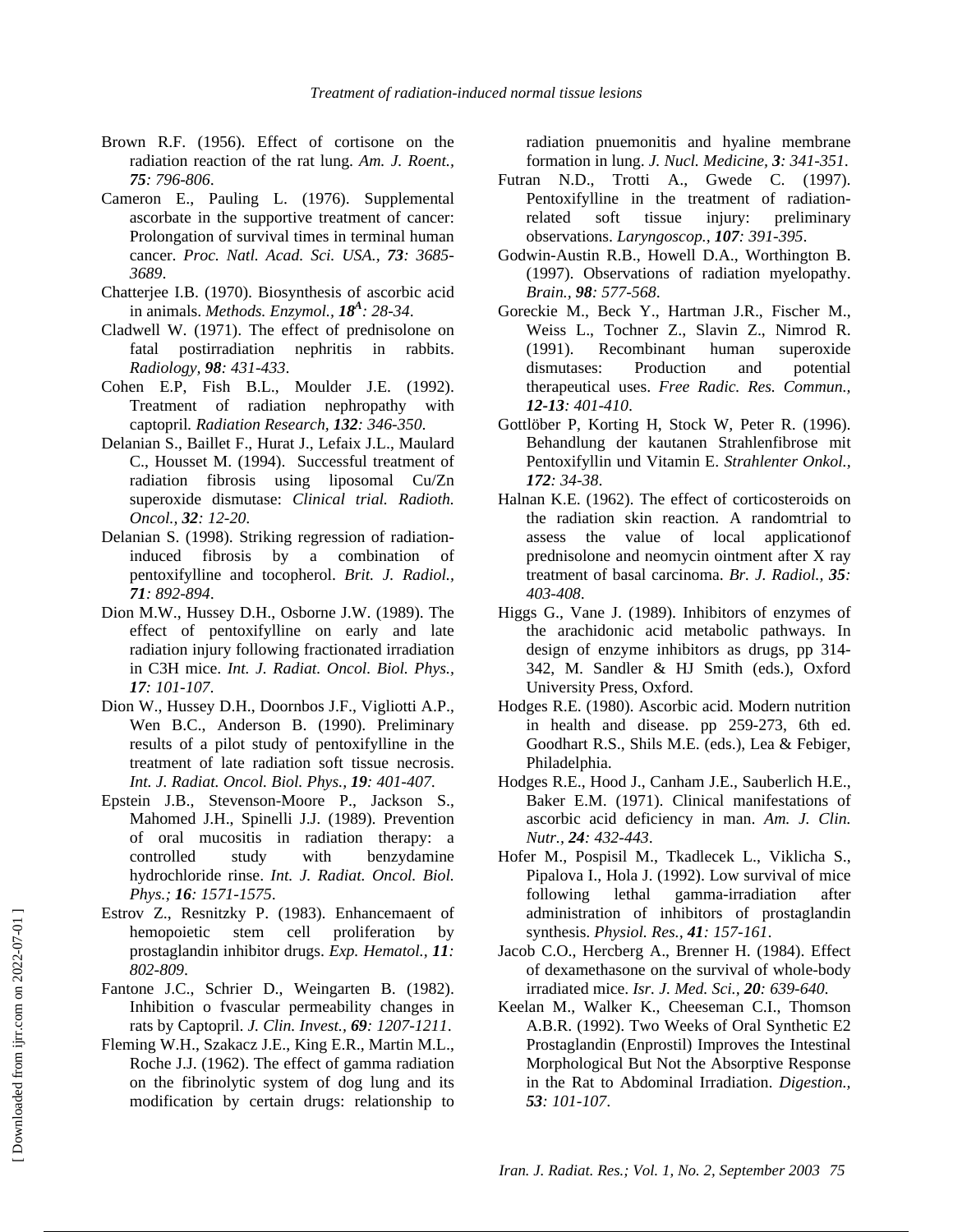Brown R.F. (1956). Effect of cortisone on the radiation reaction of the rat lung. *Am. J. Roent.,* ***75****: 796-806*.

Cameron E., Pauling L. (1976). Supplemental ascorbate in the supportive treatment of cancer: Prolongation of survival times in terminal human cancer. *Proc. Natl. Acad. Sci. USA.,* ***73****: 3685-3689*.

Chatterjee I.B. (1970). Biosynthesis of ascorbic acid in animals. *Methods. Enzymol.,* ***18***$^{A}$*: 28-34*.

Cladwell W. (1971). The effect of prednisolone on fatal postirradiation nephritis in rabbits. *Radiology,* ***98****: 431-433*.

Cohen E.P, Fish B.L., Moulder J.E. (1992). Treatment of radiation nephropathy with captopril. *Radiation Research,* ***132****: 346-350*.

Delanian S., Baillet F., Hurat J., Lefaix J.L., Maulard C., Housset M. (1994). Successful treatment of radiation fibrosis using liposomal Cu/Zn superoxide dismutase: *Clinical trial. Radioth. Oncol.,* ***32****: 12-20*.

Delanian S. (1998). Striking regression of radiation-induced fibrosis by a combination of pentoxifylline and tocopherol. *Brit. J. Radiol.,* ***71****: 892-894*.

Dion M.W., Hussey D.H., Osborne J.W. (1989). The effect of pentoxifylline on early and late radiation injury following fractionated irradiation in C3H mice. *Int. J. Radiat. Oncol. Biol. Phys.,* ***17****: 101-107*.

Dion W., Hussey D.H., Doornbos J.F., Vigliotti A.P., Wen B.C., Anderson B. (1990). Preliminary results of a pilot study of pentoxifylline in the treatment of late radiation soft tissue necrosis. *Int. J. Radiat. Oncol. Biol. Phys.,* ***19****: 401-407*.

Epstein J.B., Stevenson-Moore P., Jackson S., Mahomed J.H., Spinelli J.J. (1989). Prevention of oral mucositis in radiation therapy: a controlled study with benzydamine hydrochloride rinse. *Int. J. Radiat. Oncol. Biol. Phys.;* ***16****: 1571-1575*.

Estrov Z., Resnitzky P. (1983). Enhancemaent of hemopoietic stem cell proliferation by prostaglandin inhibitor drugs. *Exp. Hematol.,* ***11****: 802-809*.

Fantone J.C., Schrier D., Weingarten B. (1982). Inhibition o fvascular permeability changes in rats by Captopril. *J. Clin. Invest.,* ***69****: 1207-1211*.

Fleming W.H., Szakacz J.E., King E.R., Martin M.L., Roche J.J. (1962). The effect of gamma radiation on the fibrinolytic system of dog lung and its modification by certain drugs: relationship to radiation pnuemonitis and hyaline membrane formation in lung. *J. Nucl. Medicine,* ***3****: 341-351*.

Futran N.D., Trotti A., Gwede C. (1997). Pentoxifylline in the treatment of radiation-related soft tissue injury: preliminary observations. *Laryngoscop.,* ***107****: 391-395*.

Godwin-Austin R.B., Howell D.A., Worthington B. (1997). Observations of radiation myelopathy. *Brain.,* ***98****: 577-568*.

Goreckie M., Beck Y., Hartman J.R., Fischer M., Weiss L., Tochner Z., Slavin Z., Nimrod R. (1991). Recombinant human superoxide dismutases: Production and potential therapeutical uses. *Free Radic. Res. Commun.,* ***12-13****: 401-410*.

Gottlöber P, Korting H, Stock W, Peter R. (1996). Behandlung der kautanen Strahlenfibrose mit Pentoxifyllin und Vitamin E. *Strahlenter Onkol.,* ***172****: 34-38*.

Halnan K.E. (1962). The effect of corticosteroids on the radiation skin reaction. A randomtrial to assess the value of local applicationof prednisolone and neomycin ointment after X ray treatment of basal carcinoma. *Br. J. Radiol.,* ***35****: 403-408*.

Higgs G., Vane J. (1989). Inhibitors of enzymes of the arachidonic acid metabolic pathways. In design of enzyme inhibitors as drugs, pp 314-342, M. Sandler & HJ Smith (eds.), Oxford University Press, Oxford.

Hodges R.E. (1980). Ascorbic acid. Modern nutrition in health and disease. pp 259-273, 6th ed. Goodhart R.S., Shils M.E. (eds.), Lea & Febiger, Philadelphia.

Hodges R.E., Hood J., Canham J.E., Sauberlich H.E., Baker E.M. (1971). Clinical manifestations of ascorbic acid deficiency in man. *Am. J. Clin. Nutr.,* ***24****: 432-443*.

Hofer M., Pospisil M., Tkadlecek L., Viklicha S., Pipalova I., Hola J. (1992). Low survival of mice following lethal gamma-irradiation after administration of inhibitors of prostaglandin synthesis. *Physiol. Res.,* ***41****: 157-161*.

Jacob C.O., Hercberg A., Brenner H. (1984). Effect of dexamethasone on the survival of whole-body irradiated mice. *Isr. J. Med. Sci.,* ***20****: 639-640*.

Keelan M., Walker K., Cheeseman C.I., Thomson A.B.R. (1992). Two Weeks of Oral Synthetic E2 Prostaglandin (Enprostil) Improves the Intestinal Morphological But Not the Absorptive Response in the Rat to Abdominal Irradiation. *Digestion.,* ***53****: 101-107*.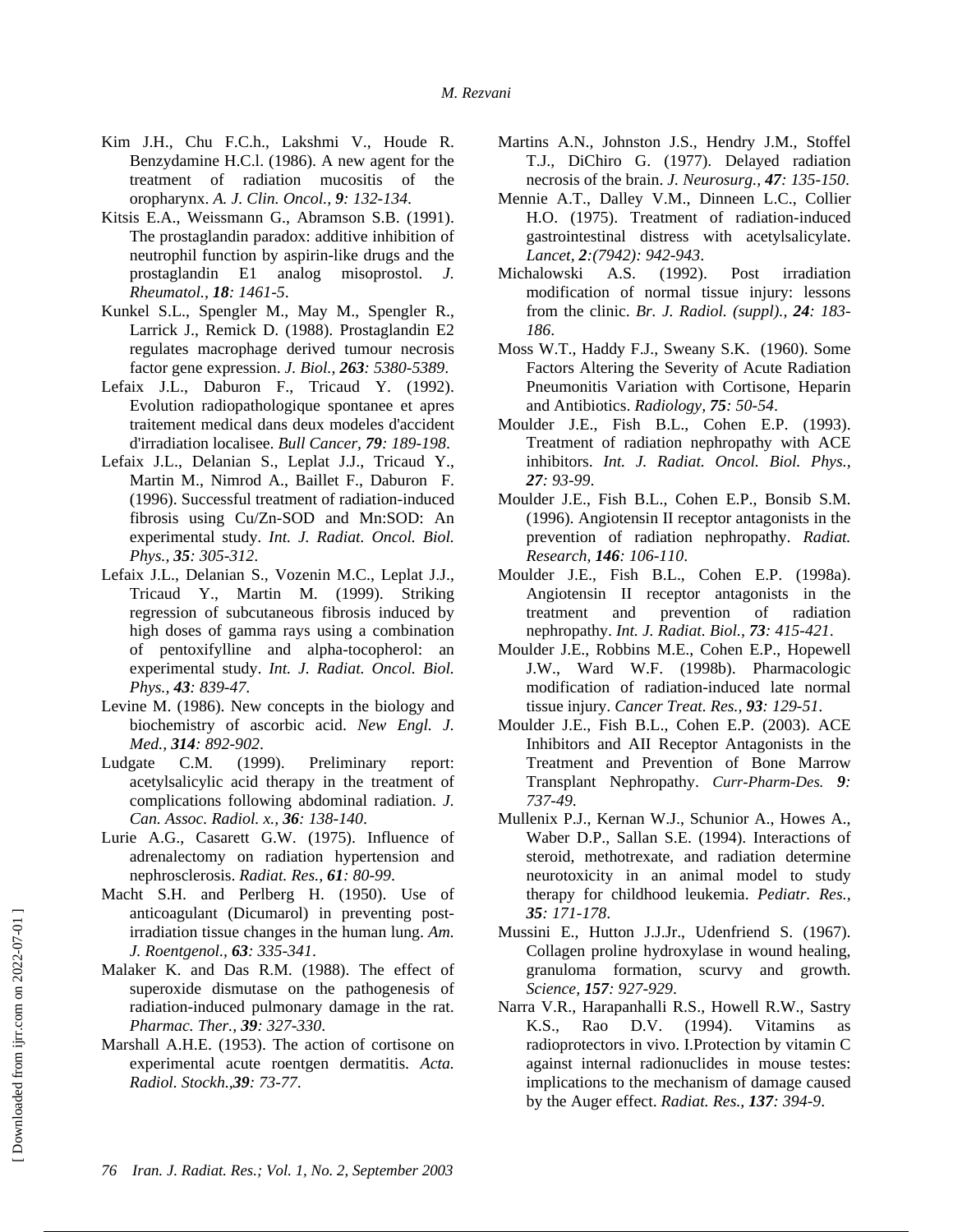Kim J.H., Chu F.C.h., Lakshmi V., Houde R. Benzydamine H.C.l. (1986). A new agent for the treatment of radiation mucositis of the oropharynx. *A. J. Clin. Oncol., **9**: 132-134*.

Kitsis E.A., Weissmann G., Abramson S.B. (1991). The prostaglandin paradox: additive inhibition of neutrophil function by aspirin-like drugs and the prostaglandin E1 analog misoprostol. *J. Rheumatol., **18**: 1461-5*.

Kunkel S.L., Spengler M., May M., Spengler R., Larrick J., Remick D. (1988). Prostaglandin E2 regulates macrophage derived tumour necrosis factor gene expression. *J. Biol., **263**: 5380-5389*.

Lefaix J.L., Daburon F., Tricaud Y. (1992). Evolution radiopathologique spontanee et apres traitement medical dans deux modeles d'accident d'irradiation localisee. *Bull Cancer, **79**: 189-198*.

Lefaix J.L., Delanian S., Leplat J.J., Tricaud Y., Martin M., Nimrod A., Baillet F., Daburon F. (1996). Successful treatment of radiation-induced fibrosis using Cu/Zn-SOD and Mn:SOD: An experimental study. *Int. J. Radiat. Oncol. Biol. Phys., **35**: 305-312*.

Lefaix J.L., Delanian S., Vozenin M.C., Leplat J.J., Tricaud Y., Martin M. (1999). Striking regression of subcutaneous fibrosis induced by high doses of gamma rays using a combination of pentoxifylline and alpha-tocopherol: an experimental study. *Int. J. Radiat. Oncol. Biol. Phys., **43**: 839-47*.

Levine M. (1986). New concepts in the biology and biochemistry of ascorbic acid. *New Engl. J. Med., **314**: 892-902*.

Ludgate C.M. (1999). Preliminary report: acetylsalicylic acid therapy in the treatment of complications following abdominal radiation. *J. Can. Assoc. Radiol. x., **36**: 138-140*.

Lurie A.G., Casarett G.W. (1975). Influence of adrenalectomy on radiation hypertension and nephrosclerosis. *Radiat. Res., **61**: 80-99*.

Macht S.H. and Perlberg H. (1950). Use of anticoagulant (Dicumarol) in preventing post-irradiation tissue changes in the human lung. *Am. J. Roentgenol., **63**: 335-341*.

Malaker K. and Das R.M. (1988). The effect of superoxide dismutase on the pathogenesis of radiation-induced pulmonary damage in the rat. *Pharmac. Ther., **39**: 327-330*.

Marshall A.H.E. (1953). The action of cortisone on experimental acute roentgen dermatitis. *Acta. Radiol. Stockh.,**39**: 73-77*.

Martins A.N., Johnston J.S., Hendry J.M., Stoffel T.J., DiChiro G. (1977). Delayed radiation necrosis of the brain. *J. Neurosurg., **47**: 135-150*.

Mennie A.T., Dalley V.M., Dinneen L.C., Collier H.O. (1975). Treatment of radiation-induced gastrointestinal distress with acetylsalicylate. *Lancet, **2**:(7942): 942-943*.

Michalowski A.S. (1992). Post irradiation modification of normal tissue injury: lessons from the clinic. *Br. J. Radiol. (suppl)., **24**: 183-186*.

Moss W.T., Haddy F.J., Sweany S.K. (1960). Some Factors Altering the Severity of Acute Radiation Pneumonitis Variation with Cortisone, Heparin and Antibiotics. *Radiology, **75**: 50-54*.

Moulder J.E., Fish B.L., Cohen E.P. (1993). Treatment of radiation nephropathy with ACE inhibitors. *Int. J. Radiat. Oncol. Biol. Phys., **27**: 93-99*.

Moulder J.E., Fish B.L., Cohen E.P., Bonsib S.M. (1996). Angiotensin II receptor antagonists in the prevention of radiation nephropathy. *Radiat. Research, **146**: 106-110*.

Moulder J.E., Fish B.L., Cohen E.P. (1998a). Angiotensin II receptor antagonists in the treatment and prevention of radiation nephropathy. *Int. J. Radiat. Biol., **73**: 415-421*.

Moulder J.E., Robbins M.E., Cohen E.P., Hopewell J.W., Ward W.F. (1998b). Pharmacologic modification of radiation-induced late normal tissue injury. *Cancer Treat. Res., **93**: 129-51*.

Moulder J.E., Fish B.L., Cohen E.P. (2003). ACE Inhibitors and AII Receptor Antagonists in the Treatment and Prevention of Bone Marrow Transplant Nephropathy. *Curr-Pharm-Des. **9**: 737-49*.

Mullenix P.J., Kernan W.J., Schunior A., Howes A., Waber D.P., Sallan S.E. (1994). Interactions of steroid, methotrexate, and radiation determine neurotoxicity in an animal model to study therapy for childhood leukemia. *Pediatr. Res., **35**: 171-178*.

Mussini E., Hutton J.J.Jr., Udenfriend S. (1967). Collagen proline hydroxylase in wound healing, granuloma formation, scurvy and growth. *Science, **157**: 927-929*.

Narra V.R., Harapanhalli R.S., Howell R.W., Sastry K.S., Rao D.V. (1994). Vitamins as radioprotectors in vivo. I.Protection by vitamin C against internal radionuclides in mouse testes: implications to the mechanism of damage caused by the Auger effect. *Radiat. Res., **137**: 394-9*.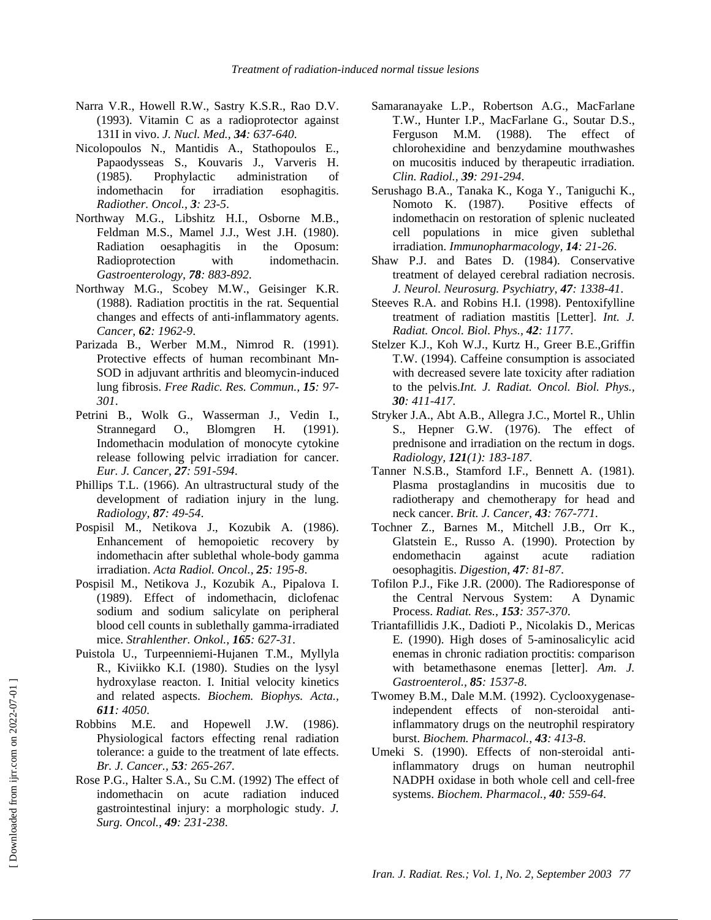Narra V.R., Howell R.W., Sastry K.S.R., Rao D.V. (1993). Vitamin C as a radioprotector against 131I in vivo. *J. Nucl. Med.,* ***34****: 637-640.*

Nicolopoulos N., Mantidis A., Stathopoulos E., Papaodysseas S., Kouvaris J., Varveris H. (1985). Prophylactic administration of indomethacin for irradiation esophagitis. *Radiother. Oncol.,* ***3****: 23-5*.

Northway M.G., Libshitz H.I., Osborne M.B., Feldman M.S., Mamel J.J., West J.H. (1980). Radiation oesaphagitis in the Oposum: Radioprotection with indomethacin. *Gastroenterology,* ***78****: 883-892*.

Northway M.G., Scobey M.W., Geisinger K.R. (1988). Radiation proctitis in the rat. Sequential changes and effects of anti-inflammatory agents. *Cancer,* ***62****: 1962-9*.

Parizada B., Werber M.M., Nimrod R. (1991). Protective effects of human recombinant Mn-SOD in adjuvant arthritis and bleomycin-induced lung fibrosis. *Free Radic. Res. Commun.,* ***15****: 97-301*.

Petrini B., Wolk G., Wasserman J., Vedin I., Strannegard O., Blomgren H. (1991). Indomethacin modulation of monocyte cytokine release following pelvic irradiation for cancer. *Eur. J. Cancer,* ***27****: 591-594*.

Phillips T.L. (1966). An ultrastructural study of the development of radiation injury in the lung. *Radiology,* ***87****: 49-54*.

Pospisil M., Netikova J., Kozubik A. (1986). Enhancement of hemopoietic recovery by indomethacin after sublethal whole-body gamma irradiation. *Acta Radiol. Oncol.,* ***25****: 195-8*.

Pospisil M., Netikova J., Kozubik A., Pipalova I. (1989). Effect of indomethacin, diclofenac sodium and sodium salicylate on peripheral blood cell counts in sublethally gamma-irradiated mice. *Strahlenther. Onkol.,* ***165****: 627-31*.

Puistola U., Turpeenniemi-Hujanen T.M., Myllyla R., Kiviikko K.I. (1980). Studies on the lysyl hydroxylase reacton. I. Initial velocity kinetics and related aspects. *Biochem. Biophys. Acta.,* ***611****: 4050*.

Robbins M.E. and Hopewell J.W. (1986). Physiological factors effecting renal radiation tolerance: a guide to the treatment of late effects. *Br. J. Cancer.,* ***53****: 265-267*.

Rose P.G., Halter S.A., Su C.M. (1992) The effect of indomethacin on acute radiation induced gastrointestinal injury: a morphologic study. *J. Surg. Oncol.,* ***49****: 231-238*.

Samaranayake L.P., Robertson A.G., MacFarlane T.W., Hunter I.P., MacFarlane G., Soutar D.S., Ferguson M.M. (1988). The effect of chlorohexidine and benzydamine mouthwashes on mucositis induced by therapeutic irradiation. *Clin. Radiol.,* ***39****: 291-294*.

Serushago B.A., Tanaka K., Koga Y., Taniguchi K., Nomoto K. (1987). Positive effects of indomethacin on restoration of splenic nucleated cell populations in mice given sublethal irradiation. *Immunopharmacology,* ***14****: 21-26*.

Shaw P.J. and Bates D. (1984). Conservative treatment of delayed cerebral radiation necrosis. *J. Neurol. Neurosurg. Psychiatry,* ***47****: 1338-41*.

Steeves R.A. and Robins H.I. (1998). Pentoxifylline treatment of radiation mastitis [Letter]. *Int. J. Radiat. Oncol. Biol. Phys.,* ***42****: 1177*.

Stelzer K.J., Koh W.J., Kurtz H., Greer B.E.,Griffin T.W. (1994). Caffeine consumption is associated with decreased severe late toxicity after radiation to the pelvis.*Int. J. Radiat. Oncol. Biol. Phys.,* ***30****: 411-417*.

Stryker J.A., Abt A.B., Allegra J.C., Mortel R., Uhlin S., Hepner G.W. (1976). The effect of prednisone and irradiation on the rectum in dogs. *Radiology,* ***121****(1): 183-187*.

Tanner N.S.B., Stamford I.F., Bennett A. (1981). Plasma prostaglandins in mucositis due to radiotherapy and chemotherapy for head and neck cancer. *Brit. J. Cancer,* ***43****: 767-771*.

Tochner Z., Barnes M., Mitchell J.B., Orr K., Glatstein E., Russo A. (1990). Protection by endomethacin against acute radiation oesophagitis. *Digestion,* ***47****: 81-87*.

Tofilon P.J., Fike J.R. (2000). The Radioresponse of the Central Nervous System: A Dynamic Process. *Radiat. Res.,* ***153****: 357-370*.

Triantafillidis J.K., Dadioti P., Nicolakis D., Mericas E. (1990). High doses of 5-aminosalicylic acid enemas in chronic radiation proctitis: comparison with betamethasone enemas [letter]. *Am. J. Gastroenterol.,* ***85****: 1537-8*.

Twomey B.M., Dale M.M. (1992). Cyclooxygenase-independent effects of non-steroidal anti-inflammatory drugs on the neutrophil respiratory burst. *Biochem. Pharmacol.,* ***43****: 413-8*.

Umeki S. (1990). Effects of non-steroidal anti-inflammatory drugs on human neutrophil NADPH oxidase in both whole cell and cell-free systems. *Biochem. Pharmacol.,* ***40****: 559-64*.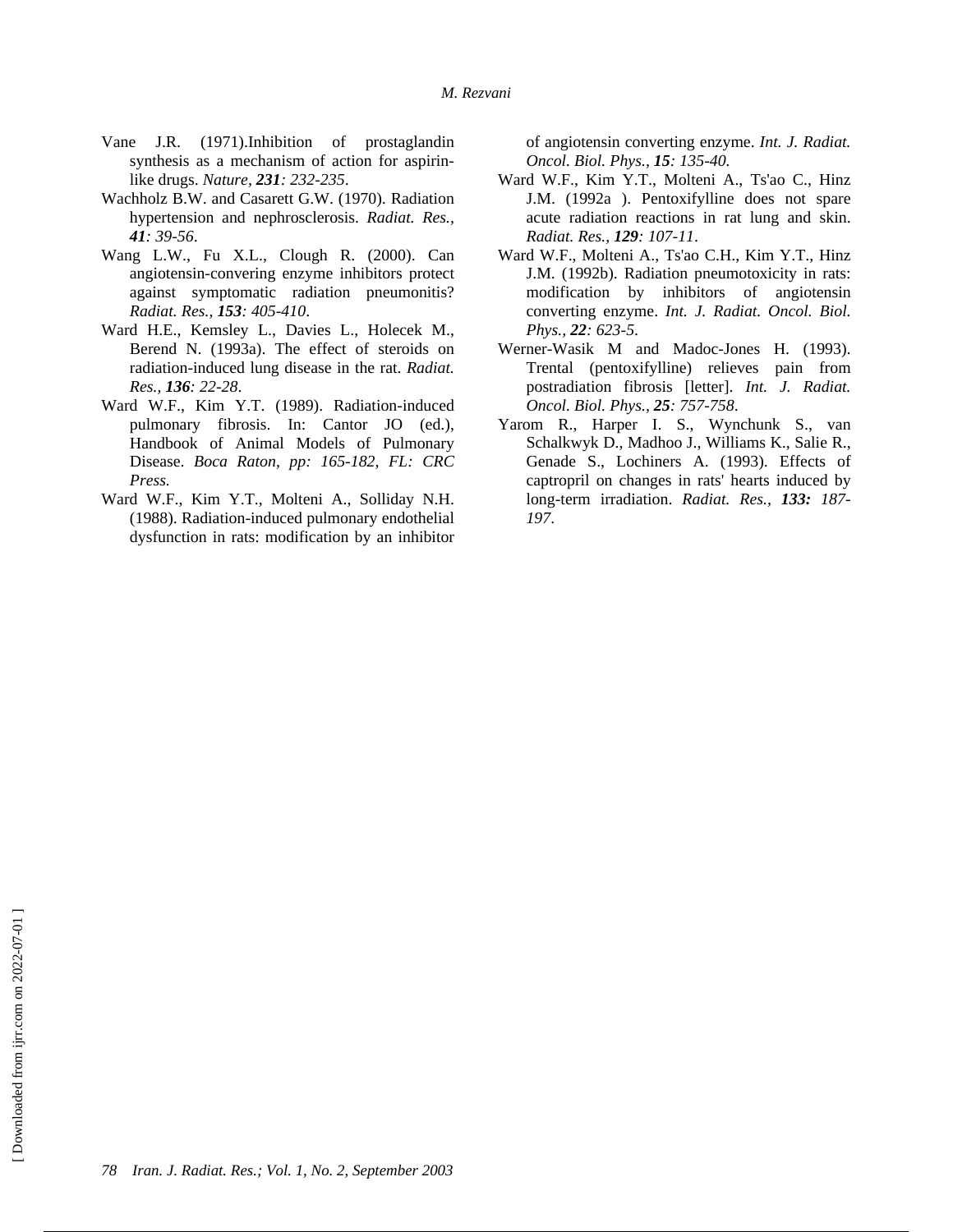Vane J.R. (1971).Inhibition of prostaglandin synthesis as a mechanism of action for aspirin-like drugs. *Nature*, ***231****: 232-235*.

Wachholz B.W. and Casarett G.W. (1970). Radiation hypertension and nephrosclerosis. *Radiat. Res.,* ***41****: 39-56*.

Wang L.W., Fu X.L., Clough R. (2000). Can angiotensin-convering enzyme inhibitors protect against symptomatic radiation pneumonitis? *Radiat. Res.,* ***153****: 405-410*.

Ward H.E., Kemsley L., Davies L., Holecek M., Berend N. (1993a). The effect of steroids on radiation-induced lung disease in the rat. *Radiat. Res.,* ***136****: 22-28*.

Ward W.F., Kim Y.T. (1989). Radiation-induced pulmonary fibrosis. In: Cantor JO (ed.), Handbook of Animal Models of Pulmonary Disease. *Boca Raton, pp: 165-182, FL: CRC Press.*

Ward W.F., Kim Y.T., Molteni A., Solliday N.H. (1988). Radiation-induced pulmonary endothelial dysfunction in rats: modification by an inhibitor of angiotensin converting enzyme. *Int. J. Radiat. Oncol. Biol. Phys.,* ***15****: 135-40.*

Ward W.F., Kim Y.T., Molteni A., Ts'ao C., Hinz J.M. (1992a ). Pentoxifylline does not spare acute radiation reactions in rat lung and skin. *Radiat. Res.,* ***129****: 107-11*.

Ward W.F., Molteni A., Ts'ao C.H., Kim Y.T., Hinz J.M. (1992b). Radiation pneumotoxicity in rats: modification by inhibitors of angiotensin converting enzyme. *Int. J. Radiat. Oncol. Biol. Phys.,* ***22****: 623-5*.

Werner-Wasik M and Madoc-Jones H. (1993). Trental (pentoxifylline) relieves pain from postradiation fibrosis [letter]. *Int. J. Radiat. Oncol. Biol. Phys.,* ***25****: 757-758*.

Yarom R., Harper I. S., Wynchunk S., van Schalkwyk D., Madhoo J., Williams K., Salie R., Genade S., Lochiners A. (1993). Effects of captopril on changes in rats' hearts induced by long-term irradiation. *Radiat. Res.,* ***133:*** *187-197*.